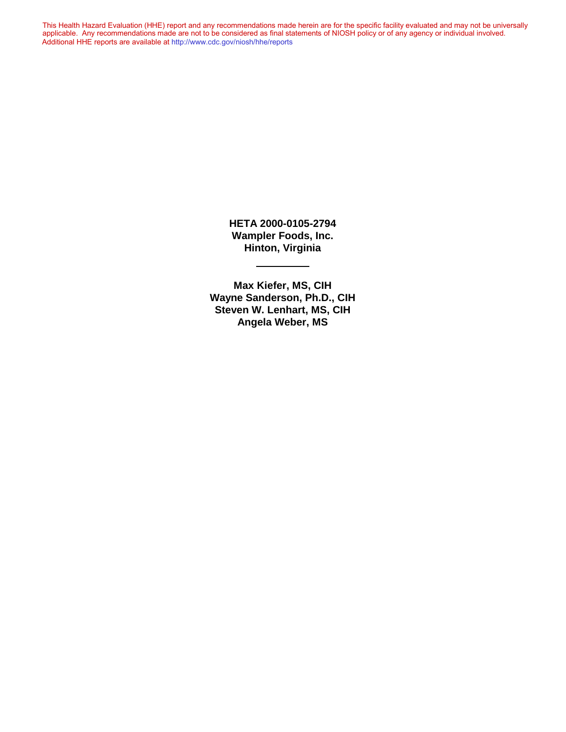This Health Hazard Evaluation (HHE) report and any recommendations made herein are for the specific facility evaluated and may not be universally applicable. Any recommendations made are not to be considered as final statements of NIOSH policy or of any agency or individual involved. Additional HHE reports are available at http://www.cdc.gov/niosh/hhe/reports

**HETA 2000-0105-2794**
**Wampler Foods, Inc.**
**Hinton, Virginia**

---

**Max Kiefer, MS, CIH**
**Wayne Sanderson, Ph.D., CIH**
**Steven W. Lenhart, MS, CIH**
**Angela Weber, MS**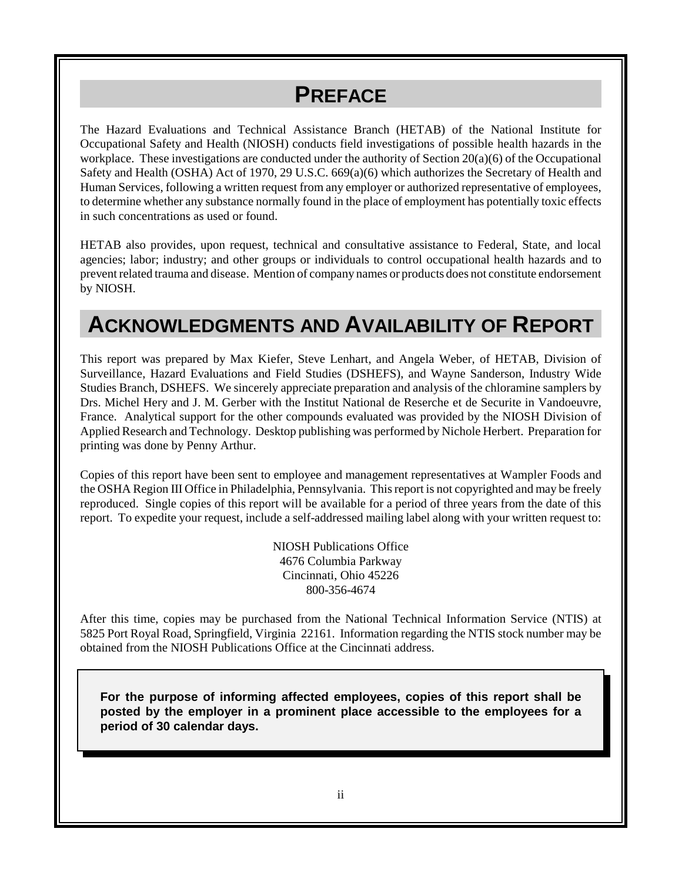# PREFACE

The Hazard Evaluations and Technical Assistance Branch (HETAB) of the National Institute for Occupational Safety and Health (NIOSH) conducts field investigations of possible health hazards in the workplace. These investigations are conducted under the authority of Section 20(a)(6) of the Occupational Safety and Health (OSHA) Act of 1970, 29 U.S.C. 669(a)(6) which authorizes the Secretary of Health and Human Services, following a written request from any employer or authorized representative of employees, to determine whether any substance normally found in the place of employment has potentially toxic effects in such concentrations as used or found.

HETAB also provides, upon request, technical and consultative assistance to Federal, State, and local agencies; labor; industry; and other groups or individuals to control occupational health hazards and to prevent related trauma and disease. Mention of company names or products does not constitute endorsement by NIOSH.

# ACKNOWLEDGMENTS AND AVAILABILITY OF REPORT

This report was prepared by Max Kiefer, Steve Lenhart, and Angela Weber, of HETAB, Division of Surveillance, Hazard Evaluations and Field Studies (DSHEFS), and Wayne Sanderson, Industry Wide Studies Branch, DSHEFS. We sincerely appreciate preparation and analysis of the chloramine samplers by Drs. Michel Hery and J. M. Gerber with the Institut National de Reserche et de Securite in Vandoeuvre, France. Analytical support for the other compounds evaluated was provided by the NIOSH Division of Applied Research and Technology. Desktop publishing was performed by Nichole Herbert. Preparation for printing was done by Penny Arthur.

Copies of this report have been sent to employee and management representatives at Wampler Foods and the OSHA Region III Office in Philadelphia, Pennsylvania. This report is not copyrighted and may be freely reproduced. Single copies of this report will be available for a period of three years from the date of this report. To expedite your request, include a self-addressed mailing label along with your written request to:

NIOSH Publications Office
4676 Columbia Parkway
Cincinnati, Ohio 45226
800-356-4674

After this time, copies may be purchased from the National Technical Information Service (NTIS) at 5825 Port Royal Road, Springfield, Virginia 22161. Information regarding the NTIS stock number may be obtained from the NIOSH Publications Office at the Cincinnati address.

**For the purpose of informing affected employees, copies of this report shall be posted by the employer in a prominent place accessible to the employees for a period of 30 calendar days.**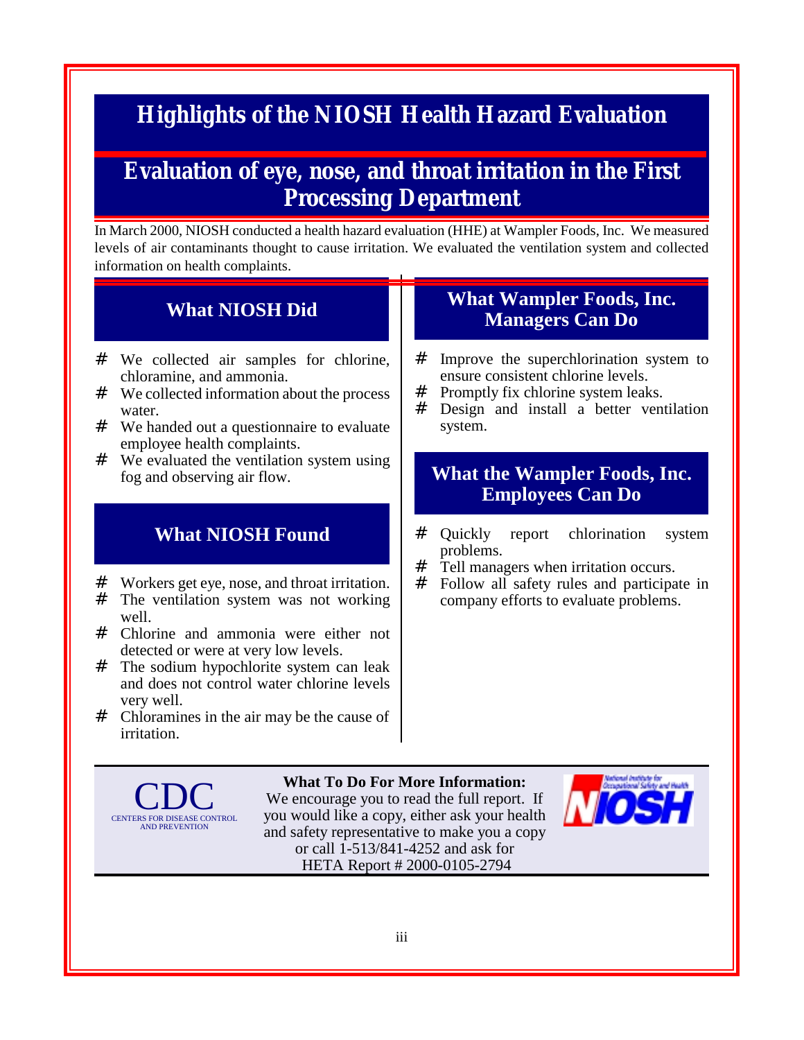# Highlights of the NIOSH Health Hazard Evaluation

## Evaluation of eye, nose, and throat irritation in the First Processing Department

In March 2000, NIOSH conducted a health hazard evaluation (HHE) at Wampler Foods, Inc. We measured levels of air contaminants thought to cause irritation. We evaluated the ventilation system and collected information on health complaints.

### What NIOSH Did

- We collected air samples for chlorine, chloramine, and ammonia.
- We collected information about the process water.
- We handed out a questionnaire to evaluate employee health complaints.
- We evaluated the ventilation system using fog and observing air flow.

### What NIOSH Found

- Workers get eye, nose, and throat irritation.
- The ventilation system was not working well.
- Chlorine and ammonia were either not detected or were at very low levels.
- The sodium hypochlorite system can leak and does not control water chlorine levels very well.
- Chloramines in the air may be the cause of irritation.

### What Wampler Foods, Inc. Managers Can Do

- Improve the superchlorination system to ensure consistent chlorine levels.
- Promptly fix chlorine system leaks.
- Design and install a better ventilation system.

### What the Wampler Foods, Inc. Employees Can Do

- Quickly report chlorination system problems.
- Tell managers when irritation occurs.
- Follow all safety rules and participate in company efforts to evaluate problems.

CDC
CENTERS FOR DISEASE CONTROL AND PREVENTION

**What To Do For More Information:**
We encourage you to read the full report. If you would like a copy, either ask your health and safety representative to make you a copy or call 1-513/841-4252 and ask for HETA Report # 2000-0105-2794

NIOSH
National Institute for Occupational Safety and Health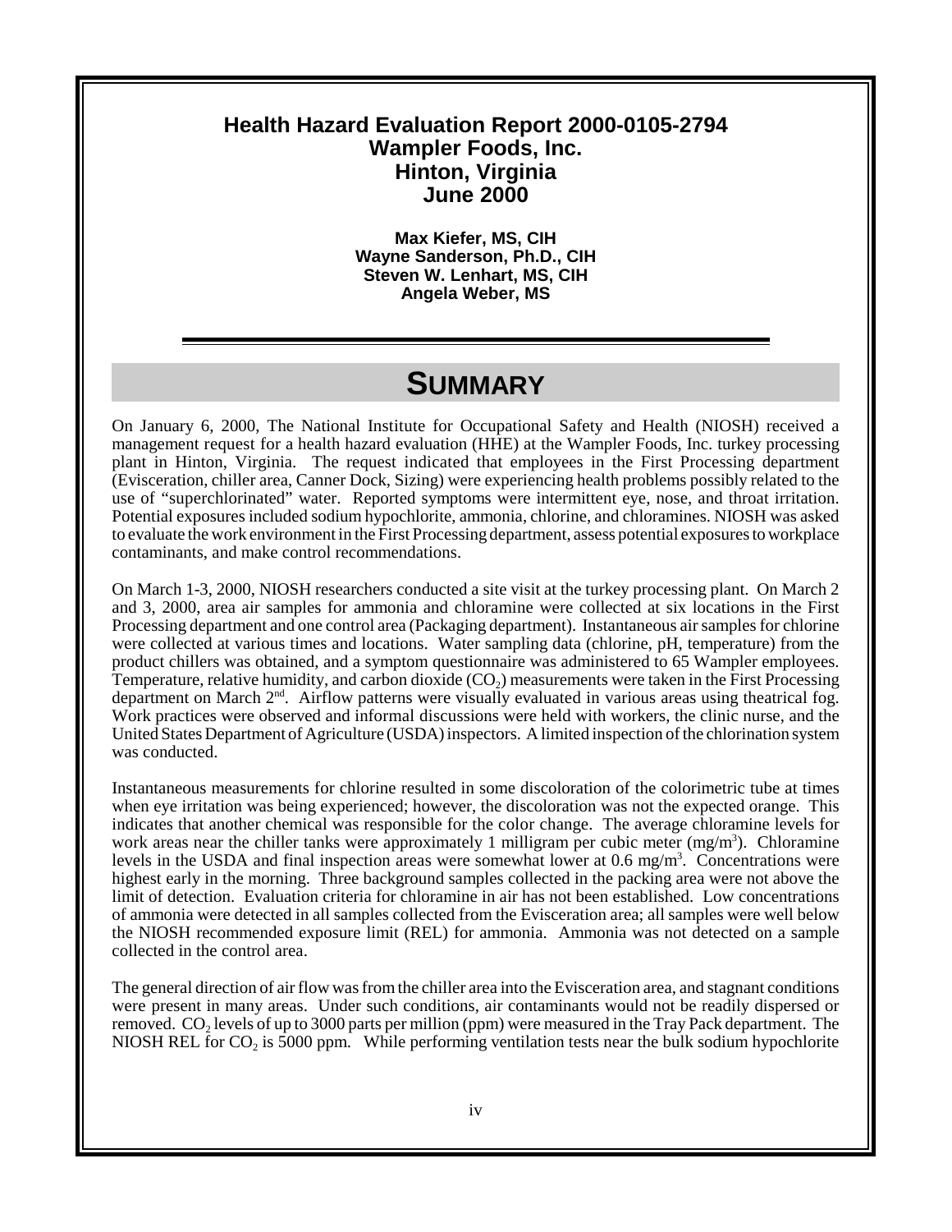**Health Hazard Evaluation Report 2000-0105-2794**
**Wampler Foods, Inc.**
**Hinton, Virginia**
**June 2000**

**Max Kiefer, MS, CIH**
**Wayne Sanderson, Ph.D., CIH**
**Steven W. Lenhart, MS, CIH**
**Angela Weber, MS**

# SUMMARY

On January 6, 2000, The National Institute for Occupational Safety and Health (NIOSH) received a management request for a health hazard evaluation (HHE) at the Wampler Foods, Inc. turkey processing plant in Hinton, Virginia. The request indicated that employees in the First Processing department (Evisceration, chiller area, Canner Dock, Sizing) were experiencing health problems possibly related to the use of "superchlorinated" water. Reported symptoms were intermittent eye, nose, and throat irritation. Potential exposures included sodium hypochlorite, ammonia, chlorine, and chloramines. NIOSH was asked to evaluate the work environment in the First Processing department, assess potential exposures to workplace contaminants, and make control recommendations.

On March 1-3, 2000, NIOSH researchers conducted a site visit at the turkey processing plant. On March 2 and 3, 2000, area air samples for ammonia and chloramine were collected at six locations in the First Processing department and one control area (Packaging department). Instantaneous air samples for chlorine were collected at various times and locations. Water sampling data (chlorine, pH, temperature) from the product chillers was obtained, and a symptom questionnaire was administered to 65 Wampler employees. Temperature, relative humidity, and carbon dioxide ($CO_2$) measurements were taken in the First Processing department on March 2nd. Airflow patterns were visually evaluated in various areas using theatrical fog. Work practices were observed and informal discussions were held with workers, the clinic nurse, and the United States Department of Agriculture (USDA) inspectors. A limited inspection of the chlorination system was conducted.

Instantaneous measurements for chlorine resulted in some discoloration of the colorimetric tube at times when eye irritation was being experienced; however, the discoloration was not the expected orange. This indicates that another chemical was responsible for the color change. The average chloramine levels for work areas near the chiller tanks were approximately 1 milligram per cubic meter ($mg/m^3$). Chloramine levels in the USDA and final inspection areas were somewhat lower at 0.6 $mg/m^3$. Concentrations were highest early in the morning. Three background samples collected in the packing area were not above the limit of detection. Evaluation criteria for chloramine in air has not been established. Low concentrations of ammonia were detected in all samples collected from the Evisceration area; all samples were well below the NIOSH recommended exposure limit (REL) for ammonia. Ammonia was not detected on a sample collected in the control area.

The general direction of air flow was from the chiller area into the Evisceration area, and stagnant conditions were present in many areas. Under such conditions, air contaminants would not be readily dispersed or removed. $CO_2$ levels of up to 3000 parts per million (ppm) were measured in the Tray Pack department. The NIOSH REL for $CO_2$ is 5000 ppm. While performing ventilation tests near the bulk sodium hypochlorite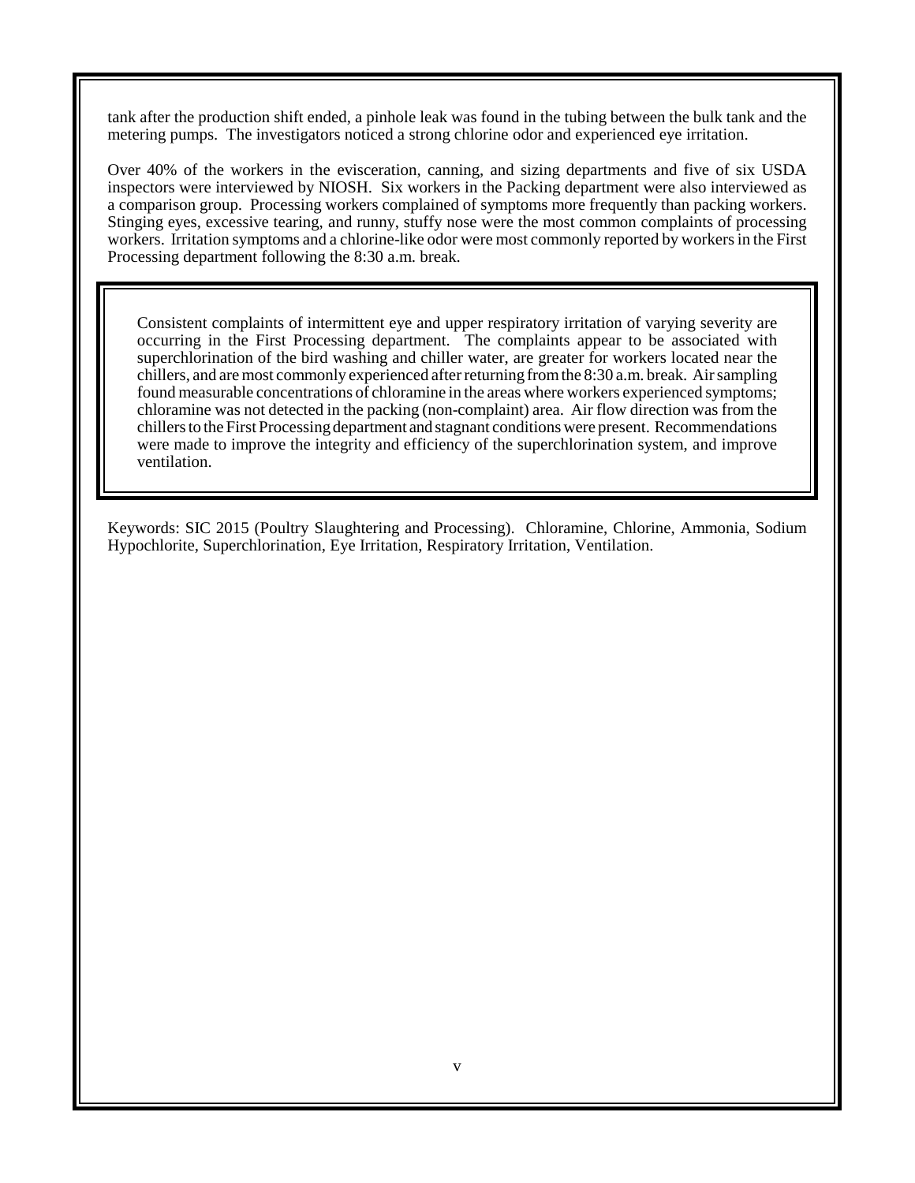tank after the production shift ended, a pinhole leak was found in the tubing between the bulk tank and the metering pumps. The investigators noticed a strong chlorine odor and experienced eye irritation.

Over 40% of the workers in the evisceration, canning, and sizing departments and five of six USDA inspectors were interviewed by NIOSH. Six workers in the Packing department were also interviewed as a comparison group. Processing workers complained of symptoms more frequently than packing workers. Stinging eyes, excessive tearing, and runny, stuffy nose were the most common complaints of processing workers. Irritation symptoms and a chlorine-like odor were most commonly reported by workers in the First Processing department following the 8:30 a.m. break.

> Consistent complaints of intermittent eye and upper respiratory irritation of varying severity are occurring in the First Processing department. The complaints appear to be associated with superchlorination of the bird washing and chiller water, are greater for workers located near the chillers, and are most commonly experienced after returning from the 8:30 a.m. break. Air sampling found measurable concentrations of chloramine in the areas where workers experienced symptoms; chloramine was not detected in the packing (non-complaint) area. Air flow direction was from the chillers to the First Processing department and stagnant conditions were present. Recommendations were made to improve the integrity and efficiency of the superchlorination system, and improve ventilation.

Keywords: SIC 2015 (Poultry Slaughtering and Processing). Chloramine, Chlorine, Ammonia, Sodium Hypochlorite, Superchlorination, Eye Irritation, Respiratory Irritation, Ventilation.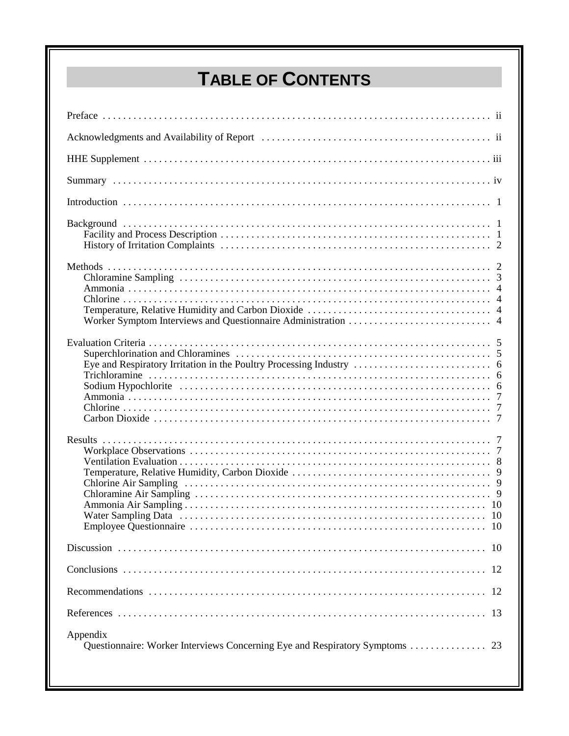# TABLE OF CONTENTS

Preface . . . . . . . . . . ii

Acknowledgments and Availability of Report . . . . . . . . . . ii

HHE Supplement . . . . . . . . . . iii

Summary . . . . . . . . . . iv

Introduction . . . . . . . . . . 1

Background . . . . . . . . . . 1
- Facility and Process Description . . . . . . . . . . 1
- History of Irritation Complaints . . . . . . . . . . 2

Methods . . . . . . . . . . 2
- Chloramine Sampling . . . . . . . . . . 3
- Ammonia . . . . . . . . . . 4
- Chlorine . . . . . . . . . . 4
- Temperature, Relative Humidity and Carbon Dioxide . . . . . . . . . . 4
- Worker Symptom Interviews and Questionnaire Administration . . . . . . . . . . 4

Evaluation Criteria . . . . . . . . . . 5
- Superchlorination and Chloramines . . . . . . . . . . 5
- Eye and Respiratory Irritation in the Poultry Processing Industry . . . . . . . . . . 6
- Trichloramine . . . . . . . . . . 6
- Sodium Hypochlorite . . . . . . . . . . 6
- Ammonia . . . . . . . . . . 7
- Chlorine . . . . . . . . . . 7
- Carbon Dioxide . . . . . . . . . . 7

Results . . . . . . . . . . 7
- Workplace Observations . . . . . . . . . . 7
- Ventilation Evaluation . . . . . . . . . . 8
- Temperature, Relative Humidity, Carbon Dioxide . . . . . . . . . . 9
- Chlorine Air Sampling . . . . . . . . . . 9
- Chloramine Air Sampling . . . . . . . . . . 9
- Ammonia Air Sampling . . . . . . . . . . 10
- Water Sampling Data . . . . . . . . . . 10
- Employee Questionnaire . . . . . . . . . . 10

Discussion . . . . . . . . . . 10

Conclusions . . . . . . . . . . 12

Recommendations . . . . . . . . . . 12

References . . . . . . . . . . 13

Appendix
- Questionnaire: Worker Interviews Concerning Eye and Respiratory Symptoms . . . . . . . . . . 23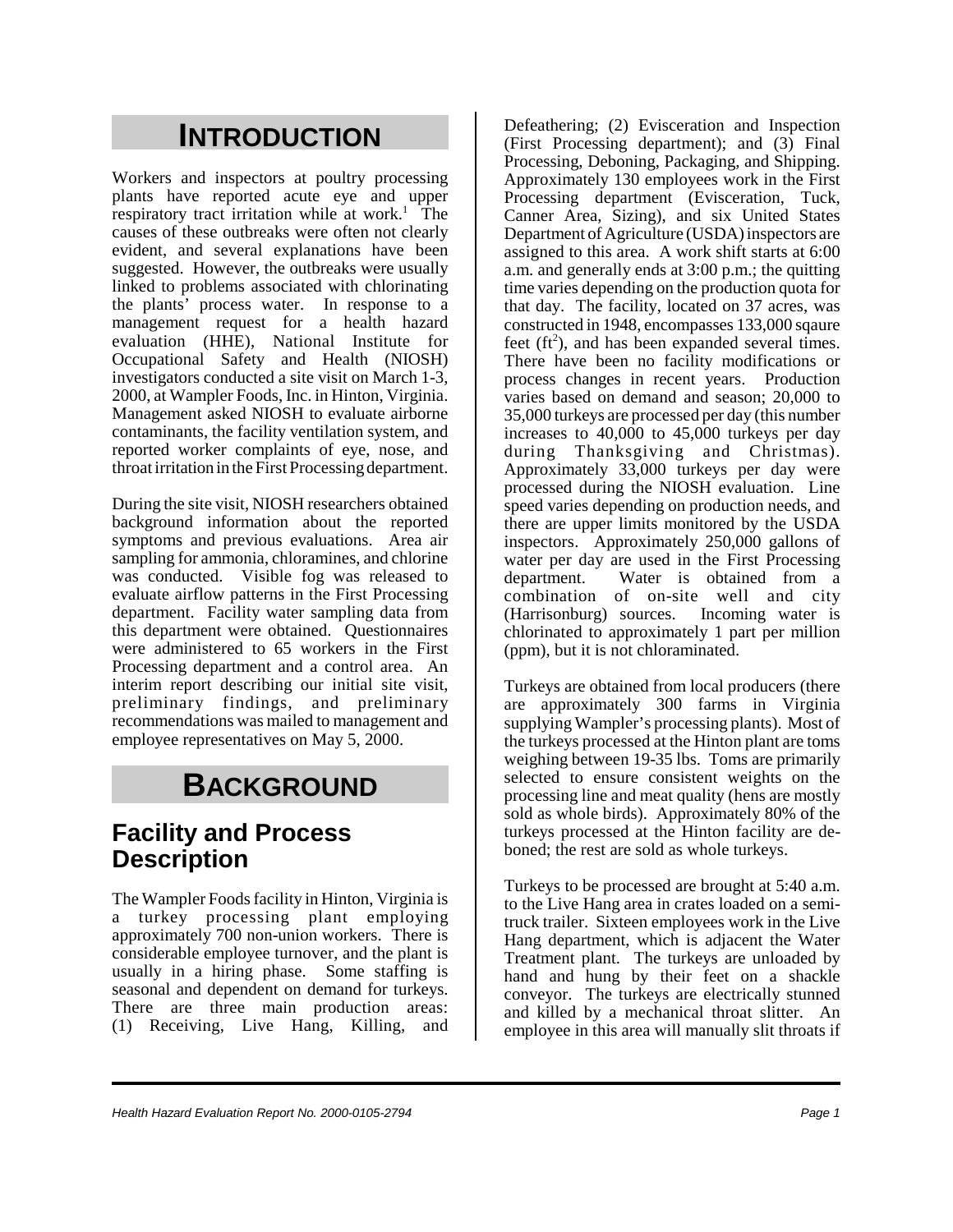# INTRODUCTION

Workers and inspectors at poultry processing plants have reported acute eye and upper respiratory tract irritation while at work.[1] The causes of these outbreaks were often not clearly evident, and several explanations have been suggested. However, the outbreaks were usually linked to problems associated with chlorinating the plants' process water. In response to a management request for a health hazard evaluation (HHE), National Institute for Occupational Safety and Health (NIOSH) investigators conducted a site visit on March 1-3, 2000, at Wampler Foods, Inc. in Hinton, Virginia. Management asked NIOSH to evaluate airborne contaminants, the facility ventilation system, and reported worker complaints of eye, nose, and throat irritation in the First Processing department.

During the site visit, NIOSH researchers obtained background information about the reported symptoms and previous evaluations. Area air sampling for ammonia, chloramines, and chlorine was conducted. Visible fog was released to evaluate airflow patterns in the First Processing department. Facility water sampling data from this department were obtained. Questionnaires were administered to 65 workers in the First Processing department and a control area. An interim report describing our initial site visit, preliminary findings, and preliminary recommendations was mailed to management and employee representatives on May 5, 2000.

# BACKGROUND

## Facility and Process Description

The Wampler Foods facility in Hinton, Virginia is a turkey processing plant employing approximately 700 non-union workers. There is considerable employee turnover, and the plant is usually in a hiring phase. Some staffing is seasonal and dependent on demand for turkeys. There are three main production areas: (1) Receiving, Live Hang, Killing, and Defeathering; (2) Evisceration and Inspection (First Processing department); and (3) Final Processing, Deboning, Packaging, and Shipping. Approximately 130 employees work in the First Processing department (Evisceration, Tuck, Canner Area, Sizing), and six United States Department of Agriculture (USDA) inspectors are assigned to this area. A work shift starts at 6:00 a.m. and generally ends at 3:00 p.m.; the quitting time varies depending on the production quota for that day. The facility, located on 37 acres, was constructed in 1948, encompasses 133,000 sqaure feet ($ft^2$), and has been expanded several times. There have been no facility modifications or process changes in recent years. Production varies based on demand and season; 20,000 to 35,000 turkeys are processed per day (this number increases to 40,000 to 45,000 turkeys per day during Thanksgiving and Christmas). Approximately 33,000 turkeys per day were processed during the NIOSH evaluation. Line speed varies depending on production needs, and there are upper limits monitored by the USDA inspectors. Approximately 250,000 gallons of water per day are used in the First Processing department. Water is obtained from a combination of on-site well and city (Harrisonburg) sources. Incoming water is chlorinated to approximately 1 part per million (ppm), but it is not chloraminated.

Turkeys are obtained from local producers (there are approximately 300 farms in Virginia supplying Wampler's processing plants). Most of the turkeys processed at the Hinton plant are toms weighing between 19-35 lbs. Toms are primarily selected to ensure consistent weights on the processing line and meat quality (hens are mostly sold as whole birds). Approximately 80% of the turkeys processed at the Hinton facility are de-boned; the rest are sold as whole turkeys.

Turkeys to be processed are brought at 5:40 a.m. to the Live Hang area in crates loaded on a semi-truck trailer. Sixteen employees work in the Live Hang department, which is adjacent the Water Treatment plant. The turkeys are unloaded by hand and hung by their feet on a shackle conveyor. The turkeys are electrically stunned and killed by a mechanical throat slitter. An employee in this area will manually slit throats if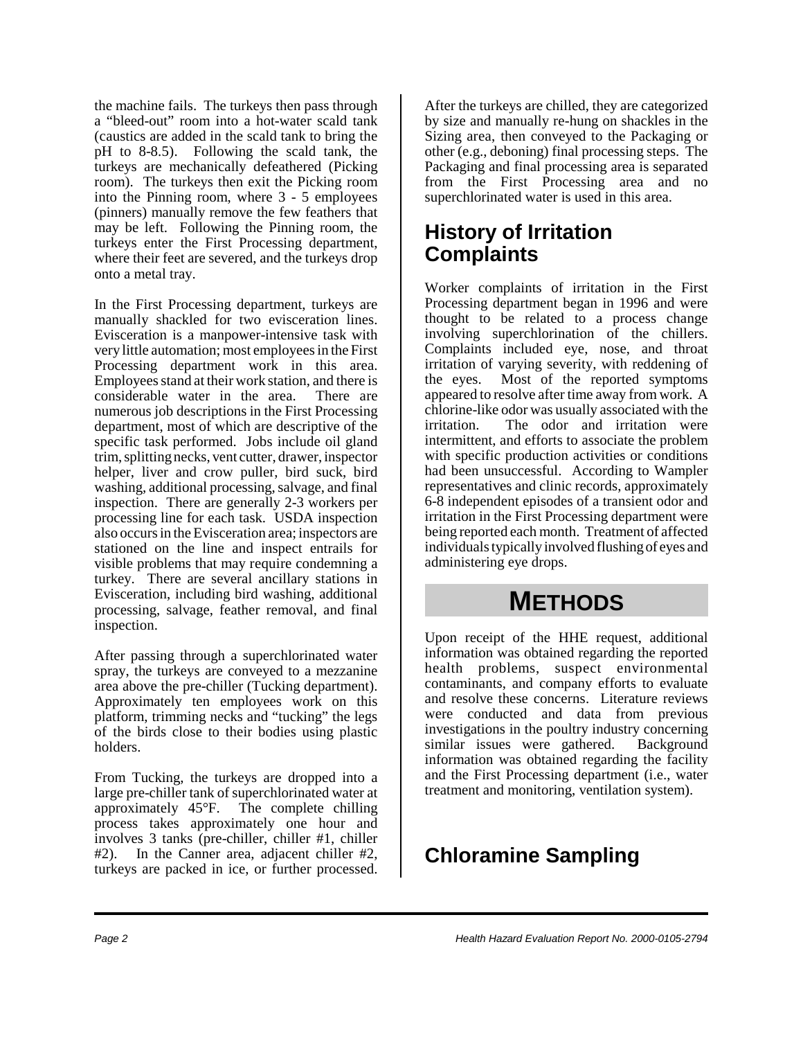the machine fails. The turkeys then pass through a "bleed-out" room into a hot-water scald tank (caustics are added in the scald tank to bring the pH to 8-8.5). Following the scald tank, the turkeys are mechanically defeathered (Picking room). The turkeys then exit the Picking room into the Pinning room, where 3 - 5 employees (pinners) manually remove the few feathers that may be left. Following the Pinning room, the turkeys enter the First Processing department, where their feet are severed, and the turkeys drop onto a metal tray.

In the First Processing department, turkeys are manually shackled for two evisceration lines. Evisceration is a manpower-intensive task with very little automation; most employees in the First Processing department work in this area. Employees stand at their work station, and there is considerable water in the area. There are numerous job descriptions in the First Processing department, most of which are descriptive of the specific task performed. Jobs include oil gland trim, splitting necks, vent cutter, drawer, inspector helper, liver and crow puller, bird suck, bird washing, additional processing, salvage, and final inspection. There are generally 2-3 workers per processing line for each task. USDA inspection also occurs in the Evisceration area; inspectors are stationed on the line and inspect entrails for visible problems that may require condemning a turkey. There are several ancillary stations in Evisceration, including bird washing, additional processing, salvage, feather removal, and final inspection.

After passing through a superchlorinated water spray, the turkeys are conveyed to a mezzanine area above the pre-chiller (Tucking department). Approximately ten employees work on this platform, trimming necks and "tucking" the legs of the birds close to their bodies using plastic holders.

From Tucking, the turkeys are dropped into a large pre-chiller tank of superchlorinated water at approximately 45°F. The complete chilling process takes approximately one hour and involves 3 tanks (pre-chiller, chiller #1, chiller #2). In the Canner area, adjacent chiller #2, turkeys are packed in ice, or further processed. After the turkeys are chilled, they are categorized by size and manually re-hung on shackles in the Sizing area, then conveyed to the Packaging or other (e.g., deboning) final processing steps. The Packaging and final processing area is separated from the First Processing area and no superchlorinated water is used in this area.

## History of Irritation Complaints

Worker complaints of irritation in the First Processing department began in 1996 and were thought to be related to a process change involving superchlorination of the chillers. Complaints included eye, nose, and throat irritation of varying severity, with reddening of the eyes. Most of the reported symptoms appeared to resolve after time away from work. A chlorine-like odor was usually associated with the irritation. The odor and irritation were intermittent, and efforts to associate the problem with specific production activities or conditions had been unsuccessful. According to Wampler representatives and clinic records, approximately 6-8 independent episodes of a transient odor and irritation in the First Processing department were being reported each month. Treatment of affected individuals typically involved flushing of eyes and administering eye drops.

# METHODS

Upon receipt of the HHE request, additional information was obtained regarding the reported health problems, suspect environmental contaminants, and company efforts to evaluate and resolve these concerns. Literature reviews were conducted and data from previous investigations in the poultry industry concerning similar issues were gathered. Background information was obtained regarding the facility and the First Processing department (i.e., water treatment and monitoring, ventilation system).

## Chloramine Sampling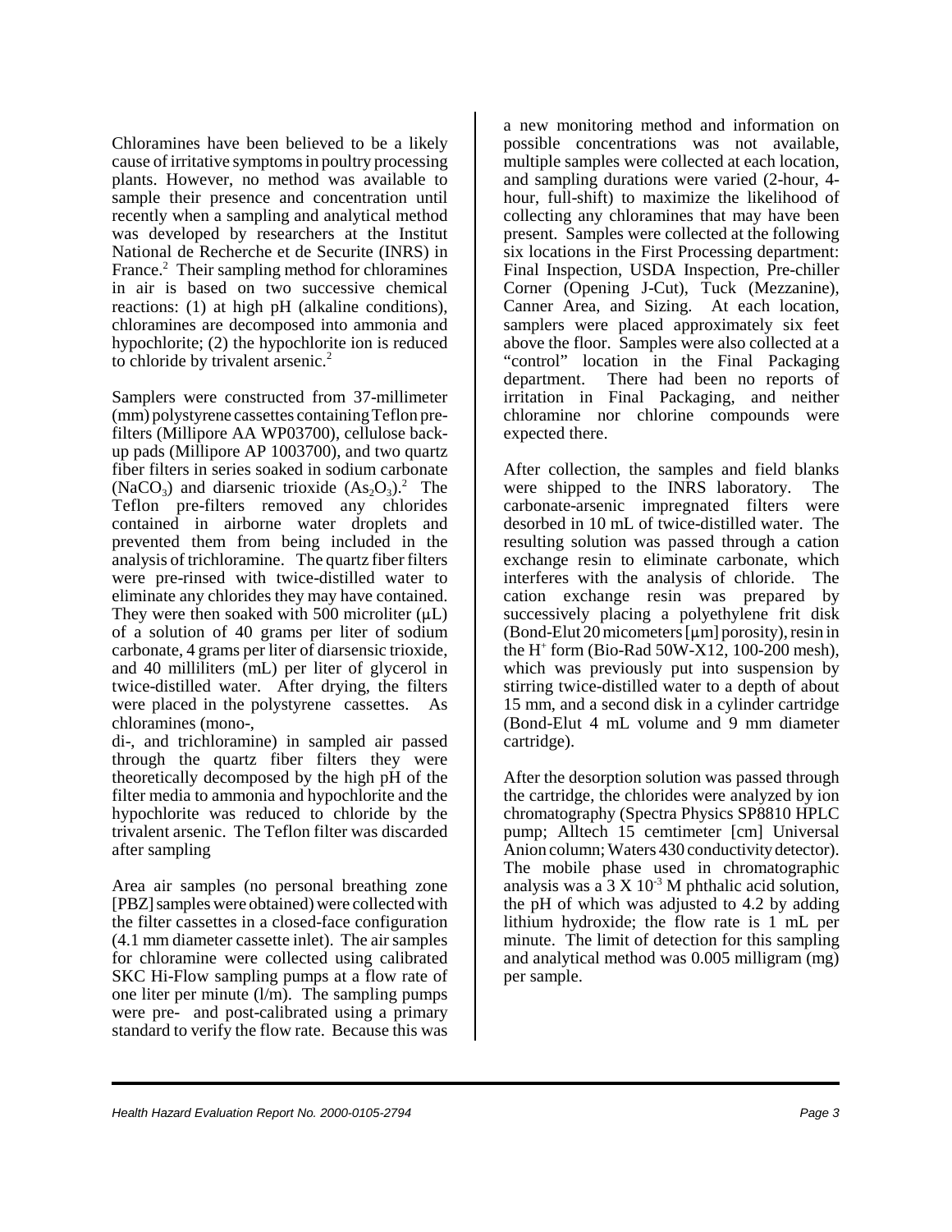Chloramines have been believed to be a likely cause of irritative symptoms in poultry processing plants. However, no method was available to sample their presence and concentration until recently when a sampling and analytical method was developed by researchers at the Institut National de Recherche et de Securite (INRS) in France.[2] Their sampling method for chloramines in air is based on two successive chemical reactions: (1) at high pH (alkaline conditions), chloramines are decomposed into ammonia and hypochlorite; (2) the hypochlorite ion is reduced to chloride by trivalent arsenic.[2]

Samplers were constructed from 37-millimeter (mm) polystyrene cassettes containing Teflon pre-filters (Millipore AA WP03700), cellulose back-up pads (Millipore AP 1003700), and two quartz fiber filters in series soaked in sodium carbonate ($NaCO_3$) and diarsenic trioxide ($As_2O_3$).[2] The Teflon pre-filters removed any chlorides contained in airborne water droplets and prevented them from being included in the analysis of trichloramine. The quartz fiber filters were pre-rinsed with twice-distilled water to eliminate any chlorides they may have contained. They were then soaked with 500 microliter (µL) of a solution of 40 grams per liter of sodium carbonate, 4 grams per liter of diarsenic trioxide, and 40 milliliters (mL) per liter of glycerol in twice-distilled water. After drying, the filters were placed in the polystyrene cassettes. As chloramines (mono-, di-, and trichloramine) in sampled air passed through the quartz fiber filters they were theoretically decomposed by the high pH of the filter media to ammonia and hypochlorite and the hypochlorite was reduced to chloride by the trivalent arsenic. The Teflon filter was discarded after sampling

Area air samples (no personal breathing zone [PBZ] samples were obtained) were collected with the filter cassettes in a closed-face configuration (4.1 mm diameter cassette inlet). The air samples for chloramine were collected using calibrated SKC Hi-Flow sampling pumps at a flow rate of one liter per minute (l/m). The sampling pumps were pre- and post-calibrated using a primary standard to verify the flow rate. Because this was a new monitoring method and information on possible concentrations was not available, multiple samples were collected at each location, and sampling durations were varied (2-hour, 4-hour, full-shift) to maximize the likelihood of collecting any chloramines that may have been present. Samples were collected at the following six locations in the First Processing department: Final Inspection, USDA Inspection, Pre-chiller Corner (Opening J-Cut), Tuck (Mezzanine), Canner Area, and Sizing. At each location, samplers were placed approximately six feet above the floor. Samples were also collected at a "control" location in the Final Packaging department. There had been no reports of irritation in Final Packaging, and neither chloramine nor chlorine compounds were expected there.

After collection, the samples and field blanks were shipped to the INRS laboratory. The carbonate-arsenic impregnated filters were desorbed in 10 mL of twice-distilled water. The resulting solution was passed through a cation exchange resin to eliminate carbonate, which interferes with the analysis of chloride. The cation exchange resin was prepared by successively placing a polyethylene frit disk (Bond-Elut 20 micometers [µm] porosity), resin in the $H^+$ form (Bio-Rad 50W-X12, 100-200 mesh), which was previously put into suspension by stirring twice-distilled water to a depth of about 15 mm, and a second disk in a cylinder cartridge (Bond-Elut 4 mL volume and 9 mm diameter cartridge).

After the desorption solution was passed through the cartridge, the chlorides were analyzed by ion chromatography (Spectra Physics SP8810 HPLC pump; Alltech 15 cemtimeter [cm] Universal Anion column; Waters 430 conductivity detector). The mobile phase used in chromatographic analysis was a $3 \times 10^{-3}$ M phthalic acid solution, the pH of which was adjusted to 4.2 by adding lithium hydroxide; the flow rate is 1 mL per minute. The limit of detection for this sampling and analytical method was 0.005 milligram (mg) per sample.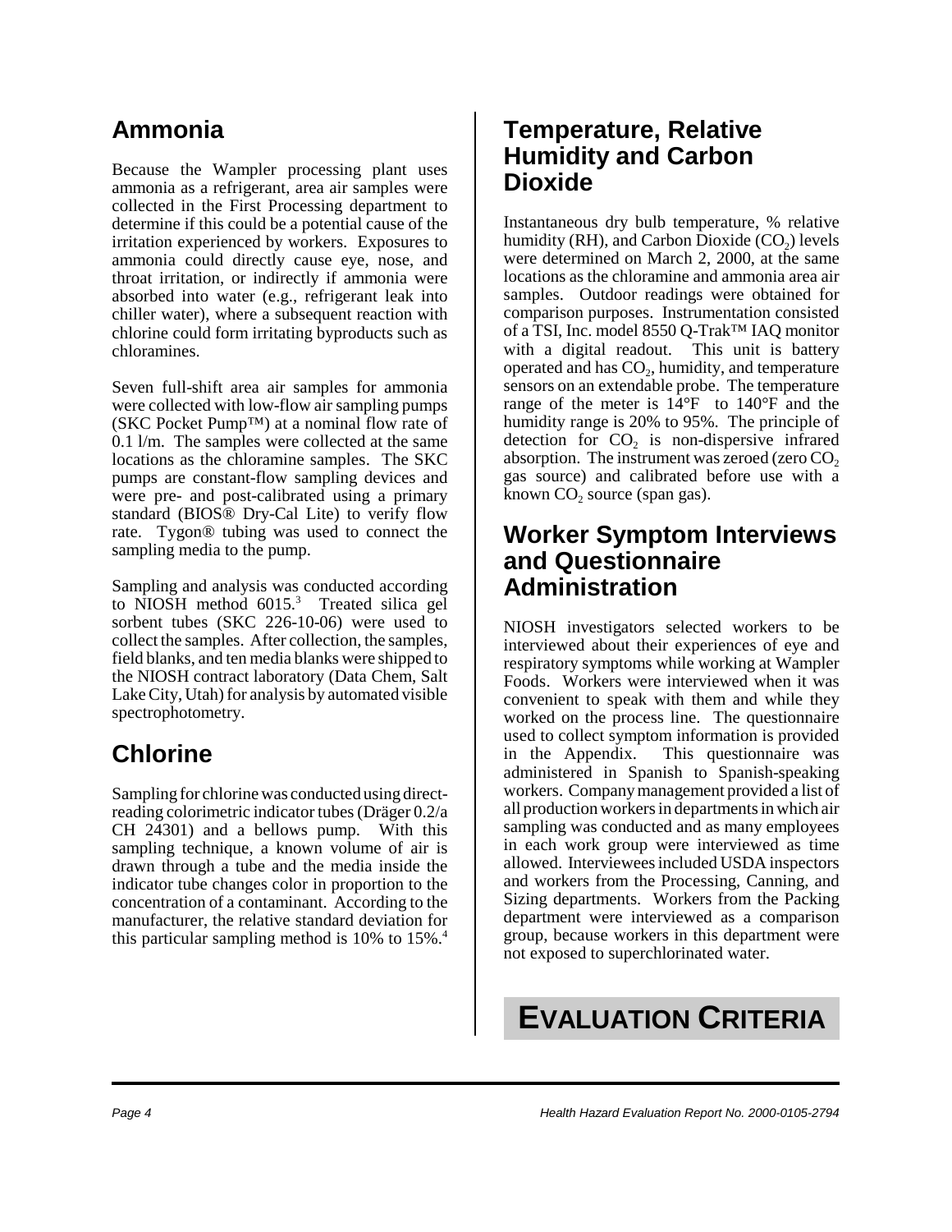## Ammonia

Because the Wampler processing plant uses ammonia as a refrigerant, area air samples were collected in the First Processing department to determine if this could be a potential cause of the irritation experienced by workers. Exposures to ammonia could directly cause eye, nose, and throat irritation, or indirectly if ammonia were absorbed into water (e.g., refrigerant leak into chiller water), where a subsequent reaction with chlorine could form irritating byproducts such as chloramines.

Seven full-shift area air samples for ammonia were collected with low-flow air sampling pumps (SKC Pocket Pump™) at a nominal flow rate of 0.1 l/m. The samples were collected at the same locations as the chloramine samples. The SKC pumps are constant-flow sampling devices and were pre- and post-calibrated using a primary standard (BIOS® Dry-Cal Lite) to verify flow rate. Tygon® tubing was used to connect the sampling media to the pump.

Sampling and analysis was conducted according to NIOSH method 6015.[3] Treated silica gel sorbent tubes (SKC 226-10-06) were used to collect the samples. After collection, the samples, field blanks, and ten media blanks were shipped to the NIOSH contract laboratory (Data Chem, Salt Lake City, Utah) for analysis by automated visible spectrophotometry.

## Chlorine

Sampling for chlorine was conducted using direct-reading colorimetric indicator tubes (Dräger 0.2/a CH 24301) and a bellows pump. With this sampling technique, a known volume of air is drawn through a tube and the media inside the indicator tube changes color in proportion to the concentration of a contaminant. According to the manufacturer, the relative standard deviation for this particular sampling method is 10% to 15%.[4]

## Temperature, Relative Humidity and Carbon Dioxide

Instantaneous dry bulb temperature, % relative humidity (RH), and Carbon Dioxide ($CO_2$) levels were determined on March 2, 2000, at the same locations as the chloramine and ammonia area air samples. Outdoor readings were obtained for comparison purposes. Instrumentation consisted of a TSI, Inc. model 8550 Q-Trak™ IAQ monitor with a digital readout. This unit is battery operated and has $CO_2$, humidity, and temperature sensors on an extendable probe. The temperature range of the meter is 14°F to 140°F and the humidity range is 20% to 95%. The principle of detection for $CO_2$ is non-dispersive infrared absorption. The instrument was zeroed (zero $CO_2$ gas source) and calibrated before use with a known $CO_2$ source (span gas).

## Worker Symptom Interviews and Questionnaire Administration

NIOSH investigators selected workers to be interviewed about their experiences of eye and respiratory symptoms while working at Wampler Foods. Workers were interviewed when it was convenient to speak with them and while they worked on the process line. The questionnaire used to collect symptom information is provided in the Appendix. This questionnaire was administered in Spanish to Spanish-speaking workers. Company management provided a list of all production workers in departments in which air sampling was conducted and as many employees in each work group were interviewed as time allowed. Interviewees included USDA inspectors and workers from the Processing, Canning, and Sizing departments. Workers from the Packing department were interviewed as a comparison group, because workers in this department were not exposed to superchlorinated water.

# EVALUATION CRITERIA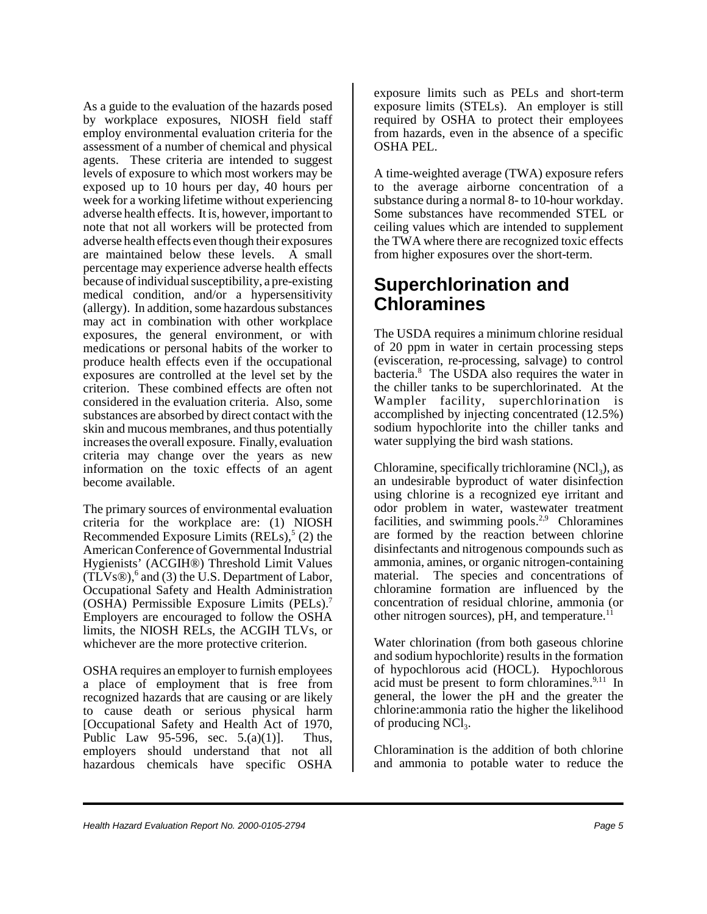As a guide to the evaluation of the hazards posed by workplace exposures, NIOSH field staff employ environmental evaluation criteria for the assessment of a number of chemical and physical agents. These criteria are intended to suggest levels of exposure to which most workers may be exposed up to 10 hours per day, 40 hours per week for a working lifetime without experiencing adverse health effects. It is, however, important to note that not all workers will be protected from adverse health effects even though their exposures are maintained below these levels. A small percentage may experience adverse health effects because of individual susceptibility, a pre-existing medical condition, and/or a hypersensitivity (allergy). In addition, some hazardous substances may act in combination with other workplace exposures, the general environment, or with medications or personal habits of the worker to produce health effects even if the occupational exposures are controlled at the level set by the criterion. These combined effects are often not considered in the evaluation criteria. Also, some substances are absorbed by direct contact with the skin and mucous membranes, and thus potentially increases the overall exposure. Finally, evaluation criteria may change over the years as new information on the toxic effects of an agent become available.

The primary sources of environmental evaluation criteria for the workplace are: (1) NIOSH Recommended Exposure Limits (RELs),[5] (2) the American Conference of Governmental Industrial Hygienists' (ACGIH®) Threshold Limit Values (TLVs®),[6] and (3) the U.S. Department of Labor, Occupational Safety and Health Administration (OSHA) Permissible Exposure Limits (PELs).[7] Employers are encouraged to follow the OSHA limits, the NIOSH RELs, the ACGIH TLVs, or whichever are the more protective criterion.

OSHA requires an employer to furnish employees a place of employment that is free from recognized hazards that are causing or are likely to cause death or serious physical harm [Occupational Safety and Health Act of 1970, Public Law 95-596, sec. 5.(a)(1)]. Thus, employers should understand that not all hazardous chemicals have specific OSHA exposure limits such as PELs and short-term exposure limits (STELs). An employer is still required by OSHA to protect their employees from hazards, even in the absence of a specific OSHA PEL.

A time-weighted average (TWA) exposure refers to the average airborne concentration of a substance during a normal 8- to 10-hour workday. Some substances have recommended STEL or ceiling values which are intended to supplement the TWA where there are recognized toxic effects from higher exposures over the short-term.

## Superchlorination and Chloramines

The USDA requires a minimum chlorine residual of 20 ppm in water in certain processing steps (evisceration, re-processing, salvage) to control bacteria.[8] The USDA also requires the water in the chiller tanks to be superchlorinated. At the Wampler facility, superchlorination is accomplished by injecting concentrated (12.5%) sodium hypochlorite into the chiller tanks and water supplying the bird wash stations.

Chloramine, specifically trichloramine ($NCl_3$), as an undesirable byproduct of water disinfection using chlorine is a recognized eye irritant and odor problem in water, wastewater treatment facilities, and swimming pools.[2,9] Chloramines are formed by the reaction between chlorine disinfectants and nitrogenous compounds such as ammonia, amines, or organic nitrogen-containing material. The species and concentrations of chloramine formation are influenced by the concentration of residual chlorine, ammonia (or other nitrogen sources), pH, and temperature.[11]

Water chlorination (from both gaseous chlorine and sodium hypochlorite) results in the formation of hypochlorous acid (HOCL). Hypochlorous acid must be present to form chloramines.[9,11] In general, the lower the pH and the greater the chlorine:ammonia ratio the higher the likelihood of producing $NCl_3$.

Chloramination is the addition of both chlorine and ammonia to potable water to reduce the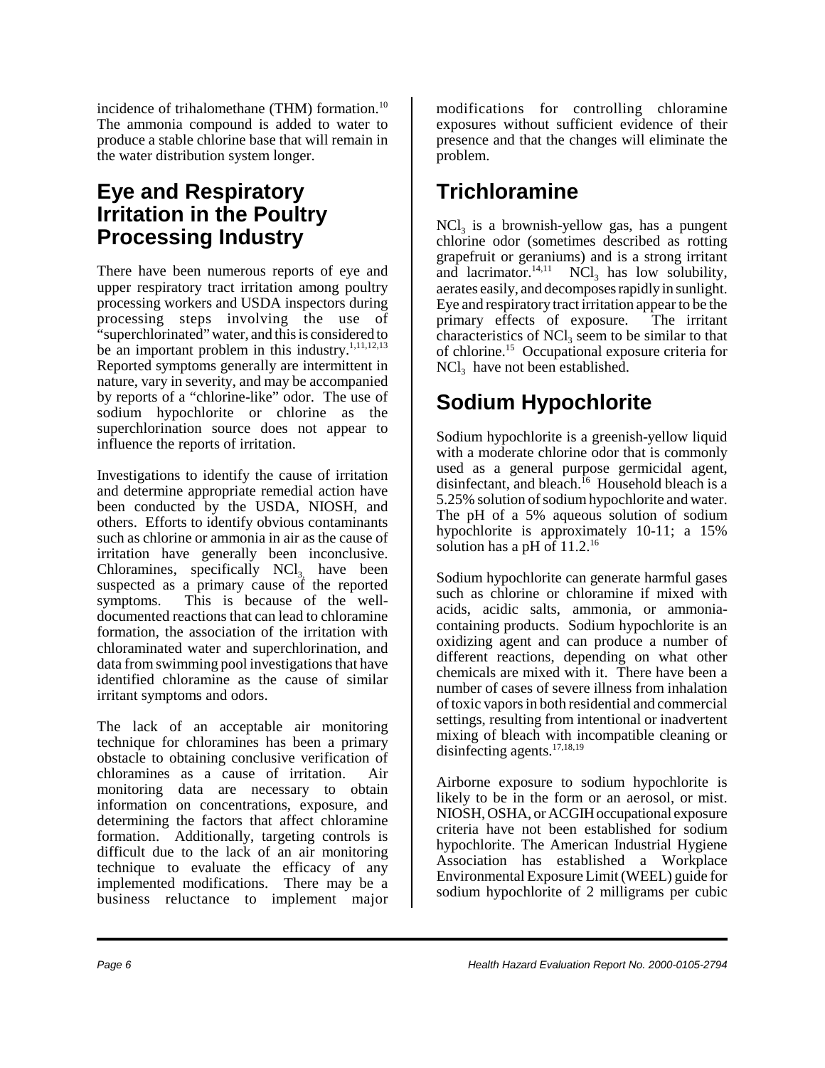incidence of trihalomethane (THM) formation.[10] The ammonia compound is added to water to produce a stable chlorine base that will remain in the water distribution system longer.

## Eye and Respiratory Irritation in the Poultry Processing Industry

There have been numerous reports of eye and upper respiratory tract irritation among poultry processing workers and USDA inspectors during processing steps involving the use of "superchlorinated" water, and this is considered to be an important problem in this industry.[1,11,12,13] Reported symptoms generally are intermittent in nature, vary in severity, and may be accompanied by reports of a "chlorine-like" odor. The use of sodium hypochlorite or chlorine as the superchlorination source does not appear to influence the reports of irritation.

Investigations to identify the cause of irritation and determine appropriate remedial action have been conducted by the USDA, NIOSH, and others. Efforts to identify obvious contaminants such as chlorine or ammonia in air as the cause of irritation have generally been inconclusive. Chloramines, specifically $NCl_3$, have been suspected as a primary cause of the reported symptoms. This is because of the well-documented reactions that can lead to chloramine formation, the association of the irritation with chloraminated water and superchlorination, and data from swimming pool investigations that have identified chloramine as the cause of similar irritant symptoms and odors.

The lack of an acceptable air monitoring technique for chloramines has been a primary obstacle to obtaining conclusive verification of chloramines as a cause of irritation. Air monitoring data are necessary to obtain information on concentrations, exposure, and determining the factors that affect chloramine formation. Additionally, targeting controls is difficult due to the lack of an air monitoring technique to evaluate the efficacy of any implemented modifications. There may be a business reluctance to implement major modifications for controlling chloramine exposures without sufficient evidence of their presence and that the changes will eliminate the problem.

## Trichloramine

$NCl_3$ is a brownish-yellow gas, has a pungent chlorine odor (sometimes described as rotting grapefruit or geraniums) and is a strong irritant and lacrimator.[14,11] $NCl_3$ has low solubility, aerates easily, and decomposes rapidly in sunlight. Eye and respiratory tract irritation appear to be the primary effects of exposure. The irritant characteristics of $NCl_3$ seem to be similar to that of chlorine.[15] Occupational exposure criteria for $NCl_3$ have not been established.

## Sodium Hypochlorite

Sodium hypochlorite is a greenish-yellow liquid with a moderate chlorine odor that is commonly used as a general purpose germicidal agent, disinfectant, and bleach.[16] Household bleach is a 5.25% solution of sodium hypochlorite and water. The pH of a 5% aqueous solution of sodium hypochlorite is approximately 10-11; a 15% solution has a pH of 11.2.[16]

Sodium hypochlorite can generate harmful gases such as chlorine or chloramine if mixed with acids, acidic salts, ammonia, or ammonia-containing products. Sodium hypochlorite is an oxidizing agent and can produce a number of different reactions, depending on what other chemicals are mixed with it. There have been a number of cases of severe illness from inhalation of toxic vapors in both residential and commercial settings, resulting from intentional or inadvertent mixing of bleach with incompatible cleaning or disinfecting agents.[17,18,19]

Airborne exposure to sodium hypochlorite is likely to be in the form or an aerosol, or mist. NIOSH, OSHA, or ACGIH occupational exposure criteria have not been established for sodium hypochlorite. The American Industrial Hygiene Association has established a Workplace Environmental Exposure Limit (WEEL) guide for sodium hypochlorite of 2 milligrams per cubic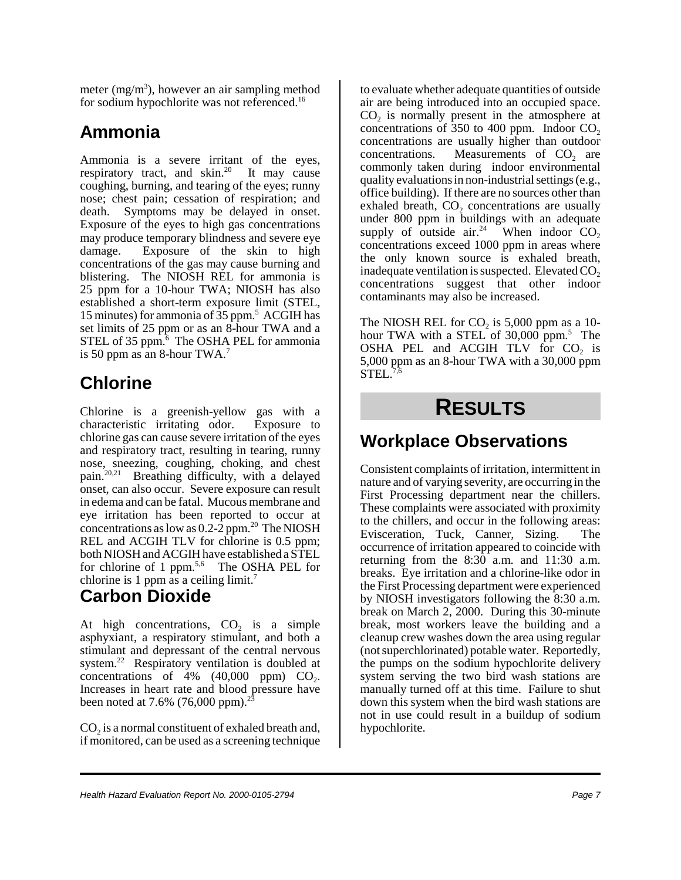meter ($mg/m^3$), however an air sampling method for sodium hypochlorite was not referenced.[16]

## Ammonia

Ammonia is a severe irritant of the eyes, respiratory tract, and skin.[20] It may cause coughing, burning, and tearing of the eyes; runny nose; chest pain; cessation of respiration; and death. Symptoms may be delayed in onset. Exposure of the eyes to high gas concentrations may produce temporary blindness and severe eye damage. Exposure of the skin to high concentrations of the gas may cause burning and blistering. The NIOSH REL for ammonia is 25 ppm for a 10-hour TWA; NIOSH has also established a short-term exposure limit (STEL, 15 minutes) for ammonia of 35 ppm.[5] ACGIH has set limits of 25 ppm or as an 8-hour TWA and a STEL of 35 ppm.[6] The OSHA PEL for ammonia is 50 ppm as an 8-hour TWA.[7]

## Chlorine

Chlorine is a greenish-yellow gas with a characteristic irritating odor. Exposure to chlorine gas can cause severe irritation of the eyes and respiratory tract, resulting in tearing, runny nose, sneezing, coughing, choking, and chest pain.[20,21] Breathing difficulty, with a delayed onset, can also occur. Severe exposure can result in edema and can be fatal. Mucous membrane and eye irritation has been reported to occur at concentrations as low as 0.2-2 ppm.[20] The NIOSH REL and ACGIH TLV for chlorine is 0.5 ppm; both NIOSH and ACGIH have established a STEL for chlorine of 1 ppm.[5,6] The OSHA PEL for chlorine is 1 ppm as a ceiling limit.[7]

## Carbon Dioxide

At high concentrations, $CO_2$ is a simple asphyxiant, a respiratory stimulant, and both a stimulant and depressant of the central nervous system.[22] Respiratory ventilation is doubled at concentrations of 4% (40,000 ppm) $CO_2$. Increases in heart rate and blood pressure have been noted at 7.6% (76,000 ppm).[23]

$CO_2$ is a normal constituent of exhaled breath and, if monitored, can be used as a screening technique to evaluate whether adequate quantities of outside air are being introduced into an occupied space. $CO_2$ is normally present in the atmosphere at concentrations of 350 to 400 ppm. Indoor $CO_2$ concentrations are usually higher than outdoor concentrations. Measurements of $CO_2$ are commonly taken during indoor environmental quality evaluations in non-industrial settings (e.g., office building). If there are no sources other than exhaled breath, $CO_2$ concentrations are usually under 800 ppm in buildings with an adequate supply of outside air.[24] When indoor $CO_2$ concentrations exceed 1000 ppm in areas where the only known source is exhaled breath, inadequate ventilation is suspected. Elevated $CO_2$ concentrations suggest that other indoor contaminants may also be increased.

The NIOSH REL for $CO_2$ is 5,000 ppm as a 10-hour TWA with a STEL of 30,000 ppm.[5] The OSHA PEL and ACGIH TLV for $CO_2$ is 5,000 ppm as an 8-hour TWA with a 30,000 ppm STEL.[7,6]

# RESULTS

## Workplace Observations

Consistent complaints of irritation, intermittent in nature and of varying severity, are occurring in the First Processing department near the chillers. These complaints were associated with proximity to the chillers, and occur in the following areas: Evisceration, Tuck, Canner, Sizing. The occurrence of irritation appeared to coincide with returning from the 8:30 a.m. and 11:30 a.m. breaks. Eye irritation and a chlorine-like odor in the First Processing department were experienced by NIOSH investigators following the 8:30 a.m. break on March 2, 2000. During this 30-minute break, most workers leave the building and a cleanup crew washes down the area using regular (not superchlorinated) potable water. Reportedly, the pumps on the sodium hypochlorite delivery system serving the two bird wash stations are manually turned off at this time. Failure to shut down this system when the bird wash stations are not in use could result in a buildup of sodium hypochlorite.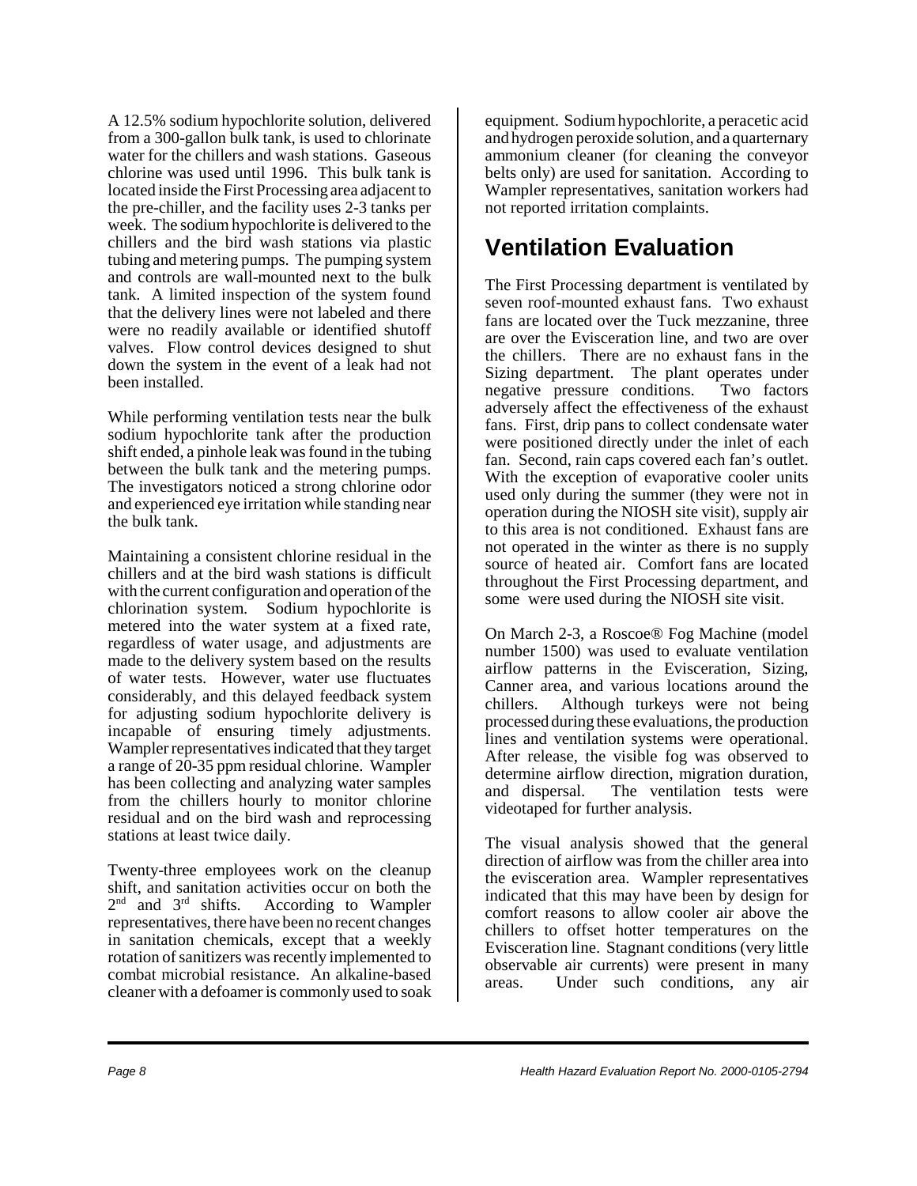A 12.5% sodium hypochlorite solution, delivered from a 300-gallon bulk tank, is used to chlorinate water for the chillers and wash stations. Gaseous chlorine was used until 1996. This bulk tank is located inside the First Processing area adjacent to the pre-chiller, and the facility uses 2-3 tanks per week. The sodium hypochlorite is delivered to the chillers and the bird wash stations via plastic tubing and metering pumps. The pumping system and controls are wall-mounted next to the bulk tank. A limited inspection of the system found that the delivery lines were not labeled and there were no readily available or identified shutoff valves. Flow control devices designed to shut down the system in the event of a leak had not been installed.

While performing ventilation tests near the bulk sodium hypochlorite tank after the production shift ended, a pinhole leak was found in the tubing between the bulk tank and the metering pumps. The investigators noticed a strong chlorine odor and experienced eye irritation while standing near the bulk tank.

Maintaining a consistent chlorine residual in the chillers and at the bird wash stations is difficult with the current configuration and operation of the chlorination system. Sodium hypochlorite is metered into the water system at a fixed rate, regardless of water usage, and adjustments are made to the delivery system based on the results of water tests. However, water use fluctuates considerably, and this delayed feedback system for adjusting sodium hypochlorite delivery is incapable of ensuring timely adjustments. Wampler representatives indicated that they target a range of 20-35 ppm residual chlorine. Wampler has been collecting and analyzing water samples from the chillers hourly to monitor chlorine residual and on the bird wash and reprocessing stations at least twice daily.

Twenty-three employees work on the cleanup shift, and sanitation activities occur on both the 2nd and 3rd shifts. According to Wampler representatives, there have been no recent changes in sanitation chemicals, except that a weekly rotation of sanitizers was recently implemented to combat microbial resistance. An alkaline-based cleaner with a defoamer is commonly used to soak equipment. Sodium hypochlorite, a peracetic acid and hydrogen peroxide solution, and a quarternary ammonium cleaner (for cleaning the conveyor belts only) are used for sanitation. According to Wampler representatives, sanitation workers had not reported irritation complaints.

## Ventilation Evaluation

The First Processing department is ventilated by seven roof-mounted exhaust fans. Two exhaust fans are located over the Tuck mezzanine, three are over the Evisceration line, and two are over the chillers. There are no exhaust fans in the Sizing department. The plant operates under negative pressure conditions. Two factors adversely affect the effectiveness of the exhaust fans. First, drip pans to collect condensate water were positioned directly under the inlet of each fan. Second, rain caps covered each fan's outlet. With the exception of evaporative cooler units used only during the summer (they were not in operation during the NIOSH site visit), supply air to this area is not conditioned. Exhaust fans are not operated in the winter as there is no supply source of heated air. Comfort fans are located throughout the First Processing department, and some were used during the NIOSH site visit.

On March 2-3, a Roscoe® Fog Machine (model number 1500) was used to evaluate ventilation airflow patterns in the Evisceration, Sizing, Canner area, and various locations around the chillers. Although turkeys were not being processed during these evaluations, the production lines and ventilation systems were operational. After release, the visible fog was observed to determine airflow direction, migration duration, and dispersal. The ventilation tests were videotaped for further analysis.

The visual analysis showed that the general direction of airflow was from the chiller area into the evisceration area. Wampler representatives indicated that this may have been by design for comfort reasons to allow cooler air above the chillers to offset hotter temperatures on the Evisceration line. Stagnant conditions (very little observable air currents) were present in many areas. Under such conditions, any air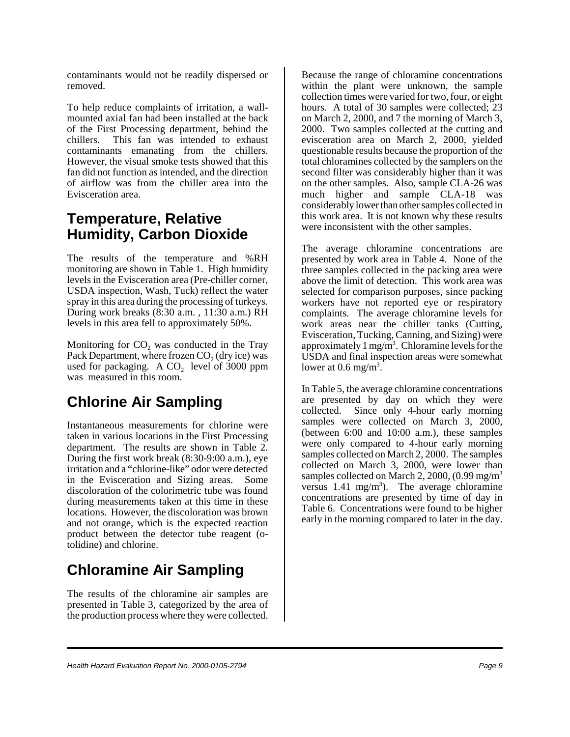contaminants would not be readily dispersed or removed.

To help reduce complaints of irritation, a wall-mounted axial fan had been installed at the back of the First Processing department, behind the chillers. This fan was intended to exhaust contaminants emanating from the chillers. However, the visual smoke tests showed that this fan did not function as intended, and the direction of airflow was from the chiller area into the Evisceration area.

## Temperature, Relative Humidity, Carbon Dioxide

The results of the temperature and %RH monitoring are shown in Table 1. High humidity levels in the Evisceration area (Pre-chiller corner, USDA inspection, Wash, Tuck) reflect the water spray in this area during the processing of turkeys. During work breaks (8:30 a.m. , 11:30 a.m.) RH levels in this area fell to approximately 50%.

Monitoring for $CO_2$ was conducted in the Tray Pack Department, where frozen $CO_2$ (dry ice) was used for packaging. A $CO_2$ level of 3000 ppm was measured in this room.

## Chlorine Air Sampling

Instantaneous measurements for chlorine were taken in various locations in the First Processing department. The results are shown in Table 2. During the first work break (8:30-9:00 a.m.), eye irritation and a "chlorine-like" odor were detected in the Evisceration and Sizing areas. Some discoloration of the colorimetric tube was found during measurements taken at this time in these locations. However, the discoloration was brown and not orange, which is the expected reaction product between the detector tube reagent (o-tolidine) and chlorine.

## Chloramine Air Sampling

The results of the chloramine air samples are presented in Table 3, categorized by the area of the production process where they were collected. Because the range of chloramine concentrations within the plant were unknown, the sample collection times were varied for two, four, or eight hours. A total of 30 samples were collected; 23 on March 2, 2000, and 7 the morning of March 3, 2000. Two samples collected at the cutting and evisceration area on March 2, 2000, yielded questionable results because the proportion of the total chloramines collected by the samplers on the second filter was considerably higher than it was on the other samples. Also, sample CLA-26 was much higher and sample CLA-18 was considerably lower than other samples collected in this work area. It is not known why these results were inconsistent with the other samples.

The average chloramine concentrations are presented by work area in Table 4. None of the three samples collected in the packing area were above the limit of detection. This work area was selected for comparison purposes, since packing workers have not reported eye or respiratory complaints. The average chloramine levels for work areas near the chiller tanks (Cutting, Evisceration, Tucking, Canning, and Sizing) were approximately 1 $mg/m^3$. Chloramine levels for the USDA and final inspection areas were somewhat lower at 0.6 $mg/m^3$.

In Table 5, the average chloramine concentrations are presented by day on which they were collected. Since only 4-hour early morning samples were collected on March 3, 2000, (between 6:00 and 10:00 a.m.), these samples were only compared to 4-hour early morning samples collected on March 2, 2000. The samples collected on March 3, 2000, were lower than samples collected on March 2, 2000, (0.99 $mg/m^3$ versus 1.41 $mg/m^3$). The average chloramine concentrations are presented by time of day in Table 6. Concentrations were found to be higher early in the morning compared to later in the day.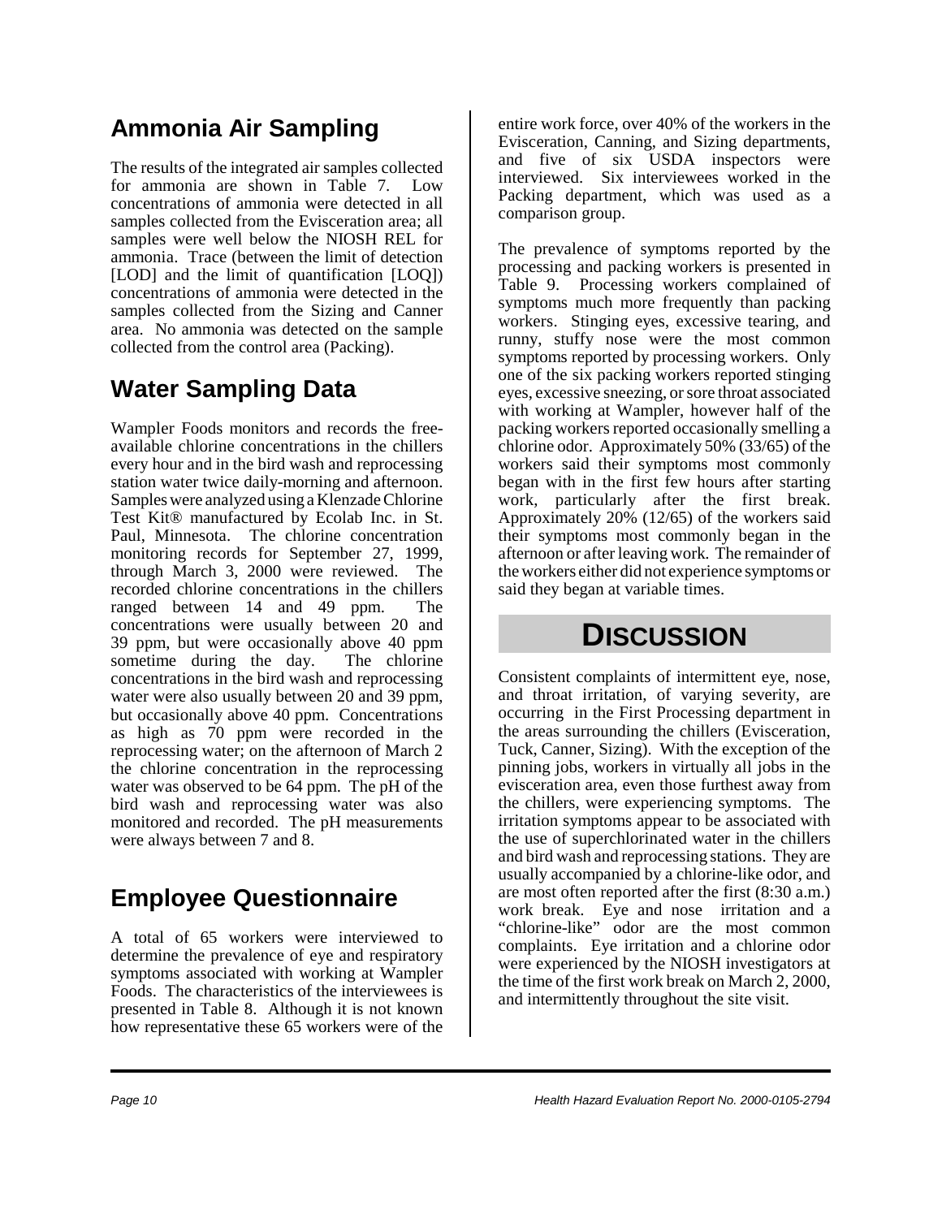## Ammonia Air Sampling

The results of the integrated air samples collected for ammonia are shown in Table 7. Low concentrations of ammonia were detected in all samples collected from the Evisceration area; all samples were well below the NIOSH REL for ammonia. Trace (between the limit of detection [LOD] and the limit of quantification [LOQ]) concentrations of ammonia were detected in the samples collected from the Sizing and Canner area. No ammonia was detected on the sample collected from the control area (Packing).

## Water Sampling Data

Wampler Foods monitors and records the free-available chlorine concentrations in the chillers every hour and in the bird wash and reprocessing station water twice daily-morning and afternoon. Samples were analyzed using a Klenzade Chlorine Test Kit® manufactured by Ecolab Inc. in St. Paul, Minnesota. The chlorine concentration monitoring records for September 27, 1999, through March 3, 2000 were reviewed. The recorded chlorine concentrations in the chillers ranged between 14 and 49 ppm. The concentrations were usually between 20 and 39 ppm, but were occasionally above 40 ppm sometime during the day. The chlorine concentrations in the bird wash and reprocessing water were also usually between 20 and 39 ppm, but occasionally above 40 ppm. Concentrations as high as 70 ppm were recorded in the reprocessing water; on the afternoon of March 2 the chlorine concentration in the reprocessing water was observed to be 64 ppm. The pH of the bird wash and reprocessing water was also monitored and recorded. The pH measurements were always between 7 and 8.

## Employee Questionnaire

A total of 65 workers were interviewed to determine the prevalence of eye and respiratory symptoms associated with working at Wampler Foods. The characteristics of the interviewees is presented in Table 8. Although it is not known how representative these 65 workers were of the entire work force, over 40% of the workers in the Evisceration, Canning, and Sizing departments, and five of six USDA inspectors were interviewed. Six interviewees worked in the Packing department, which was used as a comparison group.

The prevalence of symptoms reported by the processing and packing workers is presented in Table 9. Processing workers complained of symptoms much more frequently than packing workers. Stinging eyes, excessive tearing, and runny, stuffy nose were the most common symptoms reported by processing workers. Only one of the six packing workers reported stinging eyes, excessive sneezing, or sore throat associated with working at Wampler, however half of the packing workers reported occasionally smelling a chlorine odor. Approximately 50% (33/65) of the workers said their symptoms most commonly began with in the first few hours after starting work, particularly after the first break. Approximately 20% (12/65) of the workers said their symptoms most commonly began in the afternoon or after leaving work. The remainder of the workers either did not experience symptoms or said they began at variable times.

# DISCUSSION

Consistent complaints of intermittent eye, nose, and throat irritation, of varying severity, are occurring in the First Processing department in the areas surrounding the chillers (Evisceration, Tuck, Canner, Sizing). With the exception of the pinning jobs, workers in virtually all jobs in the evisceration area, even those furthest away from the chillers, were experiencing symptoms. The irritation symptoms appear to be associated with the use of superchlorinated water in the chillers and bird wash and reprocessing stations. They are usually accompanied by a chlorine-like odor, and are most often reported after the first (8:30 a.m.) work break. Eye and nose irritation and a "chlorine-like" odor are the most common complaints. Eye irritation and a chlorine odor were experienced by the NIOSH investigators at the time of the first work break on March 2, 2000, and intermittently throughout the site visit.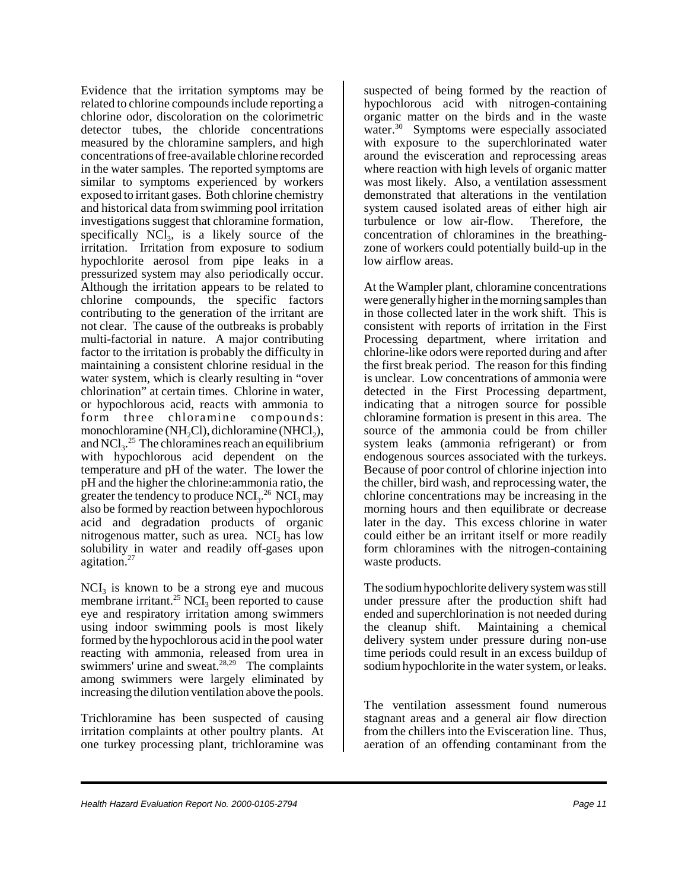Evidence that the irritation symptoms may be related to chlorine compounds include reporting a chlorine odor, discoloration on the colorimetric detector tubes, the chloride concentrations measured by the chloramine samplers, and high concentrations of free-available chlorine recorded in the water samples. The reported symptoms are similar to symptoms experienced by workers exposed to irritant gases. Both chlorine chemistry and historical data from swimming pool irritation investigations suggest that chloramine formation, specifically $NCl_3$, is a likely source of the irritation. Irritation from exposure to sodium hypochlorite aerosol from pipe leaks in a pressurized system may also periodically occur. Although the irritation appears to be related to chlorine compounds, the specific factors contributing to the generation of the irritant are not clear. The cause of the outbreaks is probably multi-factorial in nature. A major contributing factor to the irritation is probably the difficulty in maintaining a consistent chlorine residual in the water system, which is clearly resulting in "over chlorination" at certain times. Chlorine in water, or hypochlorous acid, reacts with ammonia to form three chloramine compounds: monochloramine ($NH_2Cl$), dichloramine ($NHCl_2$), and $NCl_3$.[25] The chloramines reach an equilibrium with hypochlorous acid dependent on the temperature and pH of the water. The lower the pH and the higher the chlorine:ammonia ratio, the greater the tendency to produce $NCI_3$.[26] $NCI_3$ may also be formed by reaction between hypochlorous acid and degradation products of organic nitrogenous matter, such as urea. $NCI_3$ has low solubility in water and readily off-gases upon agitation.[27]

$NCI_3$ is known to be a strong eye and mucous membrane irritant.[25] $NCI_3$ been reported to cause eye and respiratory irritation among swimmers using indoor swimming pools is most likely formed by the hypochlorous acid in the pool water reacting with ammonia, released from urea in swimmers' urine and sweat.[28,29] The complaints among swimmers were largely eliminated by increasing the dilution ventilation above the pools.

Trichloramine has been suspected of causing irritation complaints at other poultry plants. At one turkey processing plant, trichloramine was suspected of being formed by the reaction of hypochlorous acid with nitrogen-containing organic matter on the birds and in the waste water.[30] Symptoms were especially associated with exposure to the superchlorinated water around the evisceration and reprocessing areas where reaction with high levels of organic matter was most likely. Also, a ventilation assessment demonstrated that alterations in the ventilation system caused isolated areas of either high air turbulence or low air-flow. Therefore, the concentration of chloramines in the breathing-zone of workers could potentially build-up in the low airflow areas.

At the Wampler plant, chloramine concentrations were generally higher in the morning samples than in those collected later in the work shift. This is consistent with reports of irritation in the First Processing department, where irritation and chlorine-like odors were reported during and after the first break period. The reason for this finding is unclear. Low concentrations of ammonia were detected in the First Processing department, indicating that a nitrogen source for possible chloramine formation is present in this area. The source of the ammonia could be from chiller system leaks (ammonia refrigerant) or from endogenous sources associated with the turkeys. Because of poor control of chlorine injection into the chiller, bird wash, and reprocessing water, the chlorine concentrations may be increasing in the morning hours and then equilibrate or decrease later in the day. This excess chlorine in water could either be an irritant itself or more readily form chloramines with the nitrogen-containing waste products.

The sodium hypochlorite delivery system was still under pressure after the production shift had ended and superchlorination is not needed during the cleanup shift. Maintaining a chemical delivery system under pressure during non-use time periods could result in an excess buildup of sodium hypochlorite in the water system, or leaks.

The ventilation assessment found numerous stagnant areas and a general air flow direction from the chillers into the Evisceration line. Thus, aeration of an offending contaminant from the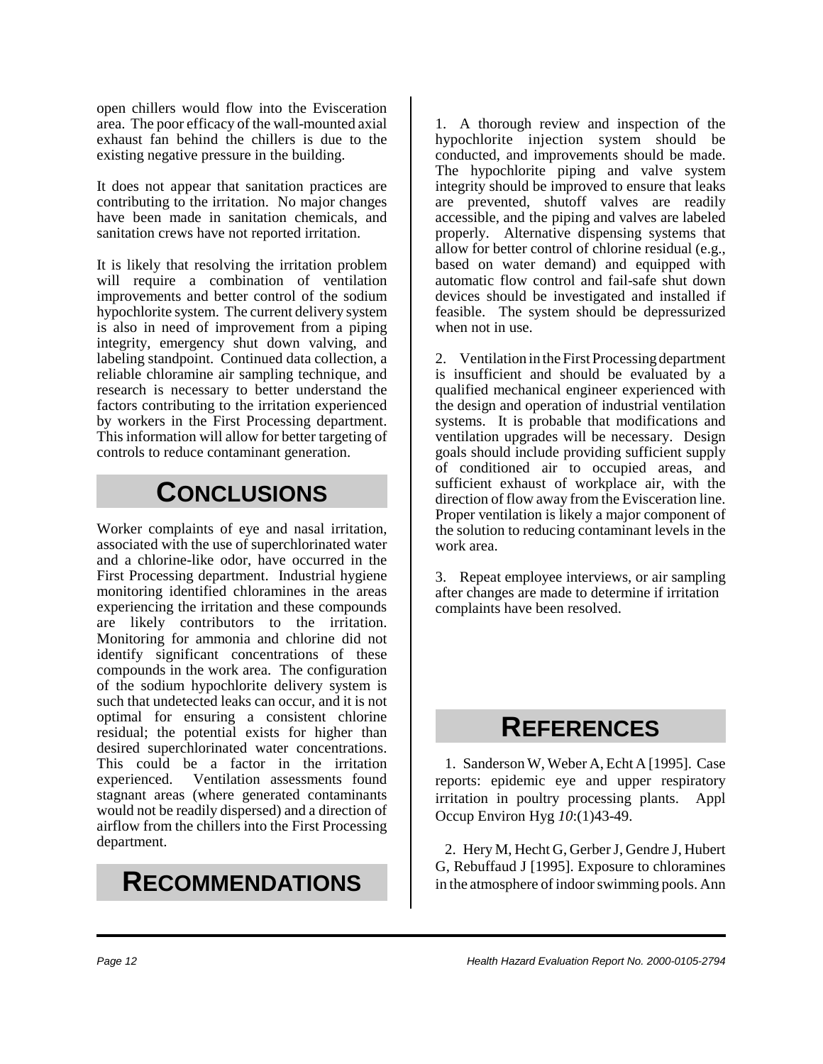open chillers would flow into the Evisceration area. The poor efficacy of the wall-mounted axial exhaust fan behind the chillers is due to the existing negative pressure in the building.

It does not appear that sanitation practices are contributing to the irritation. No major changes have been made in sanitation chemicals, and sanitation crews have not reported irritation.

It is likely that resolving the irritation problem will require a combination of ventilation improvements and better control of the sodium hypochlorite system. The current delivery system is also in need of improvement from a piping integrity, emergency shut down valving, and labeling standpoint. Continued data collection, a reliable chloramine air sampling technique, and research is necessary to better understand the factors contributing to the irritation experienced by workers in the First Processing department. This information will allow for better targeting of controls to reduce contaminant generation.

# CONCLUSIONS

Worker complaints of eye and nasal irritation, associated with the use of superchlorinated water and a chlorine-like odor, have occurred in the First Processing department. Industrial hygiene monitoring identified chloramines in the areas experiencing the irritation and these compounds are likely contributors to the irritation. Monitoring for ammonia and chlorine did not identify significant concentrations of these compounds in the work area. The configuration of the sodium hypochlorite delivery system is such that undetected leaks can occur, and it is not optimal for ensuring a consistent chlorine residual; the potential exists for higher than desired superchlorinated water concentrations. This could be a factor in the irritation experienced. Ventilation assessments found stagnant areas (where generated contaminants would not be readily dispersed) and a direction of airflow from the chillers into the First Processing department.

# RECOMMENDATIONS

1. A thorough review and inspection of the hypochlorite injection system should be conducted, and improvements should be made. The hypochlorite piping and valve system integrity should be improved to ensure that leaks are prevented, shutoff valves are readily accessible, and the piping and valves are labeled properly. Alternative dispensing systems that allow for better control of chlorine residual (e.g., based on water demand) and equipped with automatic flow control and fail-safe shut down devices should be investigated and installed if feasible. The system should be depressurized when not in use.

2. Ventilation in the First Processing department is insufficient and should be evaluated by a qualified mechanical engineer experienced with the design and operation of industrial ventilation systems. It is probable that modifications and ventilation upgrades will be necessary. Design goals should include providing sufficient supply of conditioned air to occupied areas, and sufficient exhaust of workplace air, with the direction of flow away from the Evisceration line. Proper ventilation is likely a major component of the solution to reducing contaminant levels in the work area.

3. Repeat employee interviews, or air sampling after changes are made to determine if irritation complaints have been resolved.

# REFERENCES

1. Sanderson W, Weber A, Echt A [1995]. Case reports: epidemic eye and upper respiratory irritation in poultry processing plants. Appl Occup Environ Hyg *10*:(1)43-49.

2. Hery M, Hecht G, Gerber J, Gendre J, Hubert G, Rebuffaud J [1995]. Exposure to chloramines in the atmosphere of indoor swimming pools. Ann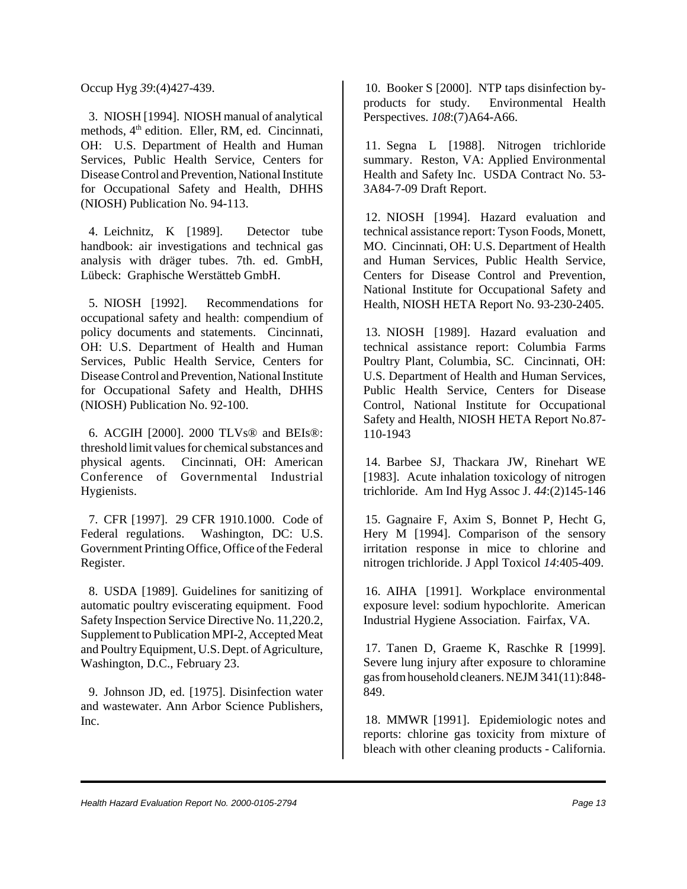Occup Hyg *39*:(4)427-439.

3. NIOSH [1994]. NIOSH manual of analytical methods, 4th edition. Eller, RM, ed. Cincinnati, OH: U.S. Department of Health and Human Services, Public Health Service, Centers for Disease Control and Prevention, National Institute for Occupational Safety and Health, DHHS (NIOSH) Publication No. 94-113.

4. Leichnitz, K [1989]. Detector tube handbook: air investigations and technical gas analysis with dräger tubes. 7th. ed. GmbH, Lübeck: Graphische Werstätteb GmbH.

5. NIOSH [1992]. Recommendations for occupational safety and health: compendium of policy documents and statements. Cincinnati, OH: U.S. Department of Health and Human Services, Public Health Service, Centers for Disease Control and Prevention, National Institute for Occupational Safety and Health, DHHS (NIOSH) Publication No. 92-100.

6. ACGIH [2000]. 2000 TLVs® and BEIs®: threshold limit values for chemical substances and physical agents. Cincinnati, OH: American Conference of Governmental Industrial Hygienists.

7. CFR [1997]. 29 CFR 1910.1000. Code of Federal regulations. Washington, DC: U.S. Government Printing Office, Office of the Federal Register.

8. USDA [1989]. Guidelines for sanitizing of automatic poultry eviscerating equipment. Food Safety Inspection Service Directive No. 11,220.2, Supplement to Publication MPI-2, Accepted Meat and Poultry Equipment, U.S. Dept. of Agriculture, Washington, D.C., February 23.

9. Johnson JD, ed. [1975]. Disinfection water and wastewater. Ann Arbor Science Publishers, Inc.

10. Booker S [2000]. NTP taps disinfection by-products for study. Environmental Health Perspectives. *108*:(7)A64-A66.

11. Segna L [1988]. Nitrogen trichloride summary. Reston, VA: Applied Environmental Health and Safety Inc. USDA Contract No. 53-3A84-7-09 Draft Report.

12. NIOSH [1994]. Hazard evaluation and technical assistance report: Tyson Foods, Monett, MO. Cincinnati, OH: U.S. Department of Health and Human Services, Public Health Service, Centers for Disease Control and Prevention, National Institute for Occupational Safety and Health, NIOSH HETA Report No. 93-230-2405.

13. NIOSH [1989]. Hazard evaluation and technical assistance report: Columbia Farms Poultry Plant, Columbia, SC. Cincinnati, OH: U.S. Department of Health and Human Services, Public Health Service, Centers for Disease Control, National Institute for Occupational Safety and Health, NIOSH HETA Report No.87-110-1943

14. Barbee SJ, Thackara JW, Rinehart WE [1983]. Acute inhalation toxicology of nitrogen trichloride. Am Ind Hyg Assoc J. *44*:(2)145-146

15. Gagnaire F, Axim S, Bonnet P, Hecht G, Hery M [1994]. Comparison of the sensory irritation response in mice to chlorine and nitrogen trichloride. J Appl Toxicol *14*:405-409.

16. AIHA [1991]. Workplace environmental exposure level: sodium hypochlorite. American Industrial Hygiene Association. Fairfax, VA.

17. Tanen D, Graeme K, Raschke R [1999]. Severe lung injury after exposure to chloramine gas from household cleaners. NEJM 341(11):848-849.

18. MMWR [1991]. Epidemiologic notes and reports: chlorine gas toxicity from mixture of bleach with other cleaning products - California.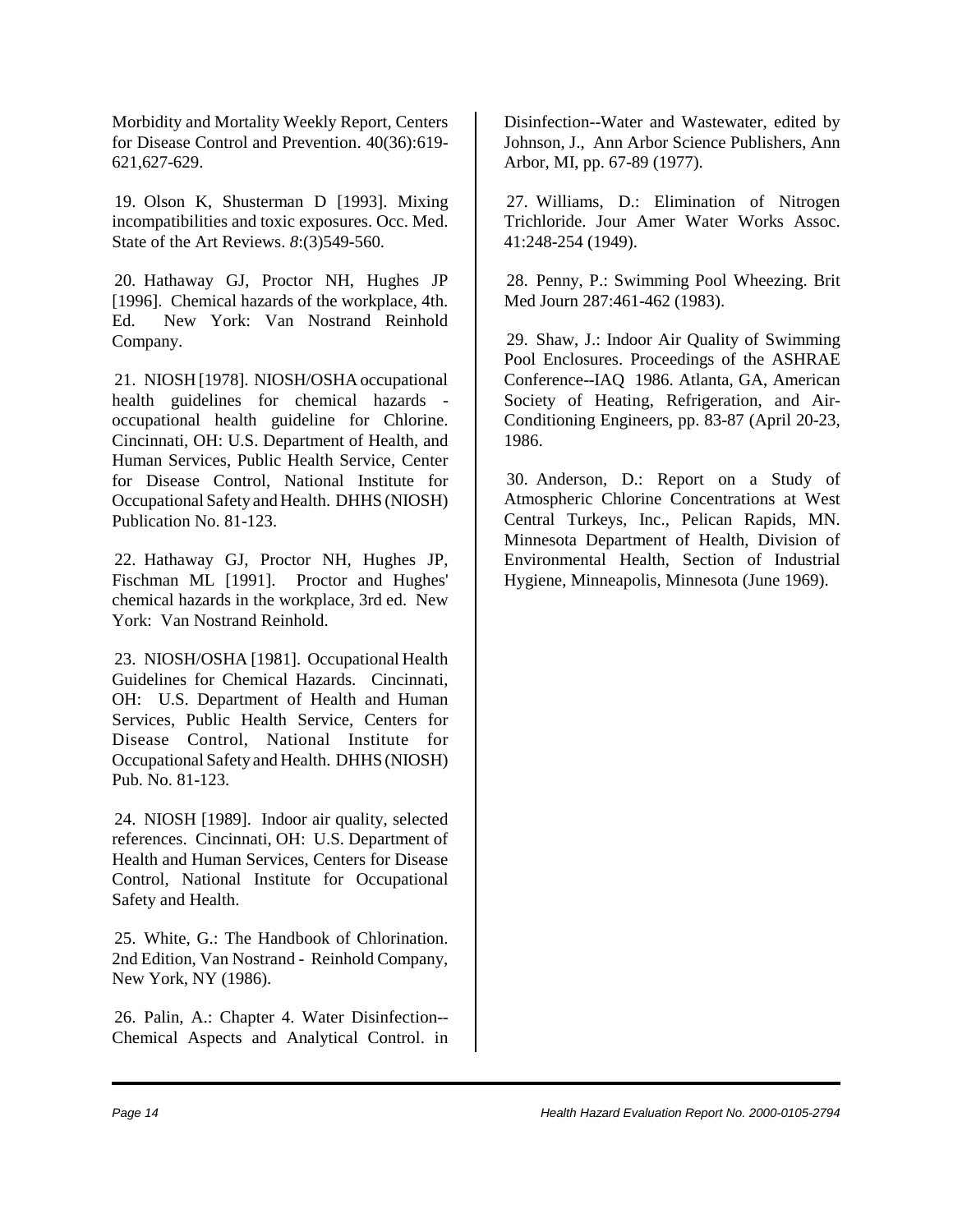Morbidity and Mortality Weekly Report, Centers for Disease Control and Prevention. 40(36):619-621,627-629.

19. Olson K, Shusterman D [1993]. Mixing incompatibilities and toxic exposures. Occ. Med. State of the Art Reviews. *8*:(3)549-560.

20. Hathaway GJ, Proctor NH, Hughes JP [1996]. Chemical hazards of the workplace, 4th. Ed. New York: Van Nostrand Reinhold Company.

21. NIOSH [1978]. NIOSH/OSHA occupational health guidelines for chemical hazards - occupational health guideline for Chlorine. Cincinnati, OH: U.S. Department of Health, and Human Services, Public Health Service, Center for Disease Control, National Institute for Occupational Safety and Health. DHHS (NIOSH) Publication No. 81-123.

22. Hathaway GJ, Proctor NH, Hughes JP, Fischman ML [1991]. Proctor and Hughes' chemical hazards in the workplace, 3rd ed. New York: Van Nostrand Reinhold.

23. NIOSH/OSHA [1981]. Occupational Health Guidelines for Chemical Hazards. Cincinnati, OH: U.S. Department of Health and Human Services, Public Health Service, Centers for Disease Control, National Institute for Occupational Safety and Health. DHHS (NIOSH) Pub. No. 81-123.

24. NIOSH [1989]. Indoor air quality, selected references. Cincinnati, OH: U.S. Department of Health and Human Services, Centers for Disease Control, National Institute for Occupational Safety and Health.

25. White, G.: The Handbook of Chlorination. 2nd Edition, Van Nostrand - Reinhold Company, New York, NY (1986).

26. Palin, A.: Chapter 4. Water Disinfection--Chemical Aspects and Analytical Control. in Disinfection--Water and Wastewater, edited by Johnson, J., Ann Arbor Science Publishers, Ann Arbor, MI, pp. 67-89 (1977).

27. Williams, D.: Elimination of Nitrogen Trichloride. Jour Amer Water Works Assoc. 41:248-254 (1949).

28. Penny, P.: Swimming Pool Wheezing. Brit Med Journ 287:461-462 (1983).

29. Shaw, J.: Indoor Air Quality of Swimming Pool Enclosures. Proceedings of the ASHRAE Conference--IAQ 1986. Atlanta, GA, American Society of Heating, Refrigeration, and Air-Conditioning Engineers, pp. 83-87 (April 20-23, 1986.

30. Anderson, D.: Report on a Study of Atmospheric Chlorine Concentrations at West Central Turkeys, Inc., Pelican Rapids, MN. Minnesota Department of Health, Division of Environmental Health, Section of Industrial Hygiene, Minneapolis, Minnesota (June 1969).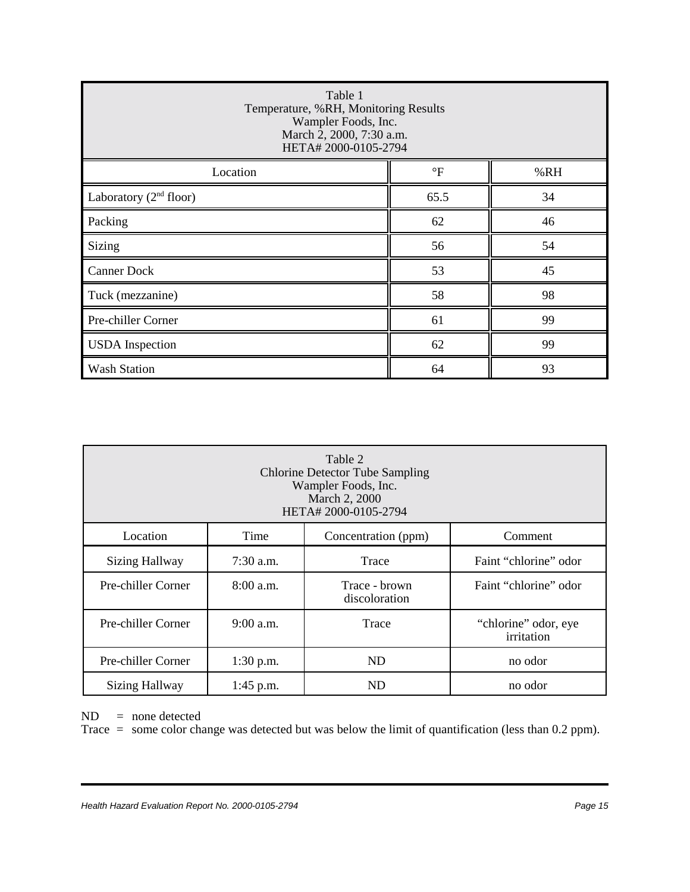| Table 1<br>Temperature, %RH, Monitoring Results<br>Wampler Foods, Inc.<br>March 2, 2000, 7:30 a.m.<br>HETA# 2000-0105-2794 | | |
|---|---|---|
| Location | °F | %RH |
| Laboratory (2nd floor) | 65.5 | 34 |
| Packing | 62 | 46 |
| Sizing | 56 | 54 |
| Canner Dock | 53 | 45 |
| Tuck (mezzanine) | 58 | 98 |
| Pre-chiller Corner | 61 | 99 |
| USDA Inspection | 62 | 99 |
| Wash Station | 64 | 93 |

| Table 2<br>Chlorine Detector Tube Sampling<br>Wampler Foods, Inc.<br>March 2, 2000<br>HETA# 2000-0105-2794 | | | |
|---|---|---|---|
| Location | Time | Concentration (ppm) | Comment |
| Sizing Hallway | 7:30 a.m. | Trace | Faint "chlorine" odor |
| Pre-chiller Corner | 8:00 a.m. | Trace - brown discoloration | Faint "chlorine" odor |
| Pre-chiller Corner | 9:00 a.m. | Trace | "chlorine" odor, eye irritation |
| Pre-chiller Corner | 1:30 p.m. | ND | no odor |
| Sizing Hallway | 1:45 p.m. | ND | no odor |

ND = none detected
Trace = some color change was detected but was below the limit of quantification (less than 0.2 ppm).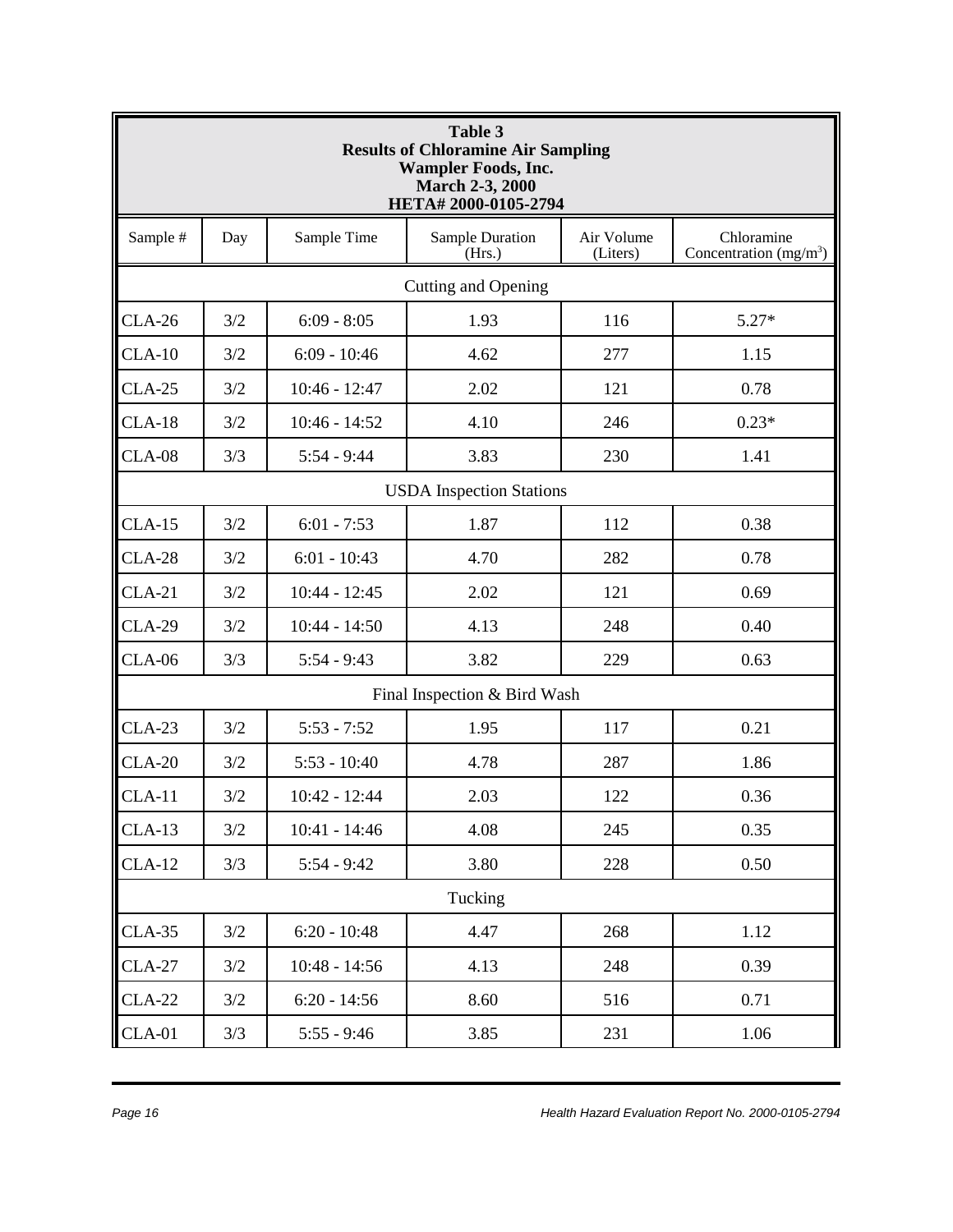**Table 3**
**Results of Chloramine Air Sampling**
**Wampler Foods, Inc.**
**March 2-3, 2000**
**HETA# 2000-0105-2794**

| Sample # | Day | Sample Time | Sample Duration (Hrs.) | Air Volume (Liters) | Chloramine Concentration ($mg/m^3$) |
|---|---|---|---|---|---|
| Cutting and Opening | | | | | |
| CLA-26 | 3/2 | 6:09 - 8:05 | 1.93 | 116 | 5.27* |
| CLA-10 | 3/2 | 6:09 - 10:46 | 4.62 | 277 | 1.15 |
| CLA-25 | 3/2 | 10:46 - 12:47 | 2.02 | 121 | 0.78 |
| CLA-18 | 3/2 | 10:46 - 14:52 | 4.10 | 246 | 0.23* |
| CLA-08 | 3/3 | 5:54 - 9:44 | 3.83 | 230 | 1.41 |
| USDA Inspection Stations | | | | | |
| CLA-15 | 3/2 | 6:01 - 7:53 | 1.87 | 112 | 0.38 |
| CLA-28 | 3/2 | 6:01 - 10:43 | 4.70 | 282 | 0.78 |
| CLA-21 | 3/2 | 10:44 - 12:45 | 2.02 | 121 | 0.69 |
| CLA-29 | 3/2 | 10:44 - 14:50 | 4.13 | 248 | 0.40 |
| CLA-06 | 3/3 | 5:54 - 9:43 | 3.82 | 229 | 0.63 |
| Final Inspection & Bird Wash | | | | | |
| CLA-23 | 3/2 | 5:53 - 7:52 | 1.95 | 117 | 0.21 |
| CLA-20 | 3/2 | 5:53 - 10:40 | 4.78 | 287 | 1.86 |
| CLA-11 | 3/2 | 10:42 - 12:44 | 2.03 | 122 | 0.36 |
| CLA-13 | 3/2 | 10:41 - 14:46 | 4.08 | 245 | 0.35 |
| CLA-12 | 3/3 | 5:54 - 9:42 | 3.80 | 228 | 0.50 |
| Tucking | | | | | |
| CLA-35 | 3/2 | 6:20 - 10:48 | 4.47 | 268 | 1.12 |
| CLA-27 | 3/2 | 10:48 - 14:56 | 4.13 | 248 | 0.39 |
| CLA-22 | 3/2 | 6:20 - 14:56 | 8.60 | 516 | 0.71 |
| CLA-01 | 3/3 | 5:55 - 9:46 | 3.85 | 231 | 1.06 |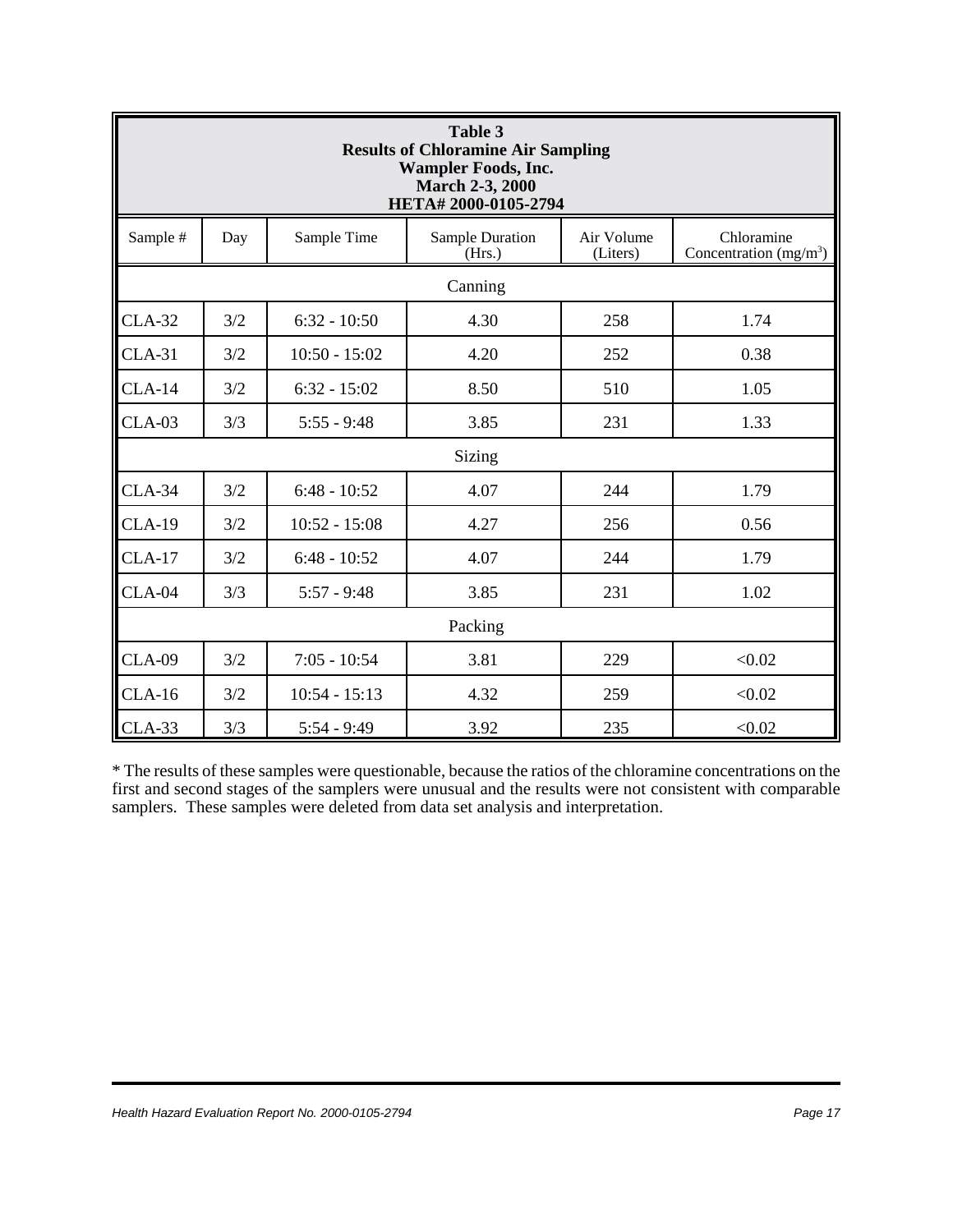| Table 3<br>Results of Chloramine Air Sampling<br>Wampler Foods, Inc.<br>March 2-3, 2000<br>HETA# 2000-0105-2794 | | | | | |
|---|---|---|---|---|---|
| Sample # | Day | Sample Time | Sample Duration (Hrs.) | Air Volume (Liters) | Chloramine Concentration ($mg/m^3$) |
| Canning | | | | | |
| CLA-32 | 3/2 | 6:32 - 10:50 | 4.30 | 258 | 1.74 |
| CLA-31 | 3/2 | 10:50 - 15:02 | 4.20 | 252 | 0.38 |
| CLA-14 | 3/2 | 6:32 - 15:02 | 8.50 | 510 | 1.05 |
| CLA-03 | 3/3 | 5:55 - 9:48 | 3.85 | 231 | 1.33 |
| Sizing | | | | | |
| CLA-34 | 3/2 | 6:48 - 10:52 | 4.07 | 244 | 1.79 |
| CLA-19 | 3/2 | 10:52 - 15:08 | 4.27 | 256 | 0.56 |
| CLA-17 | 3/2 | 6:48 - 10:52 | 4.07 | 244 | 1.79 |
| CLA-04 | 3/3 | 5:57 - 9:48 | 3.85 | 231 | 1.02 |
| Packing | | | | | |
| CLA-09 | 3/2 | 7:05 - 10:54 | 3.81 | 229 | <0.02 |
| CLA-16 | 3/2 | 10:54 - 15:13 | 4.32 | 259 | <0.02 |
| CLA-33 | 3/3 | 5:54 - 9:49 | 3.92 | 235 | <0.02 |

* The results of these samples were questionable, because the ratios of the chloramine concentrations on the first and second stages of the samplers were unusual and the results were not consistent with comparable samplers. These samples were deleted from data set analysis and interpretation.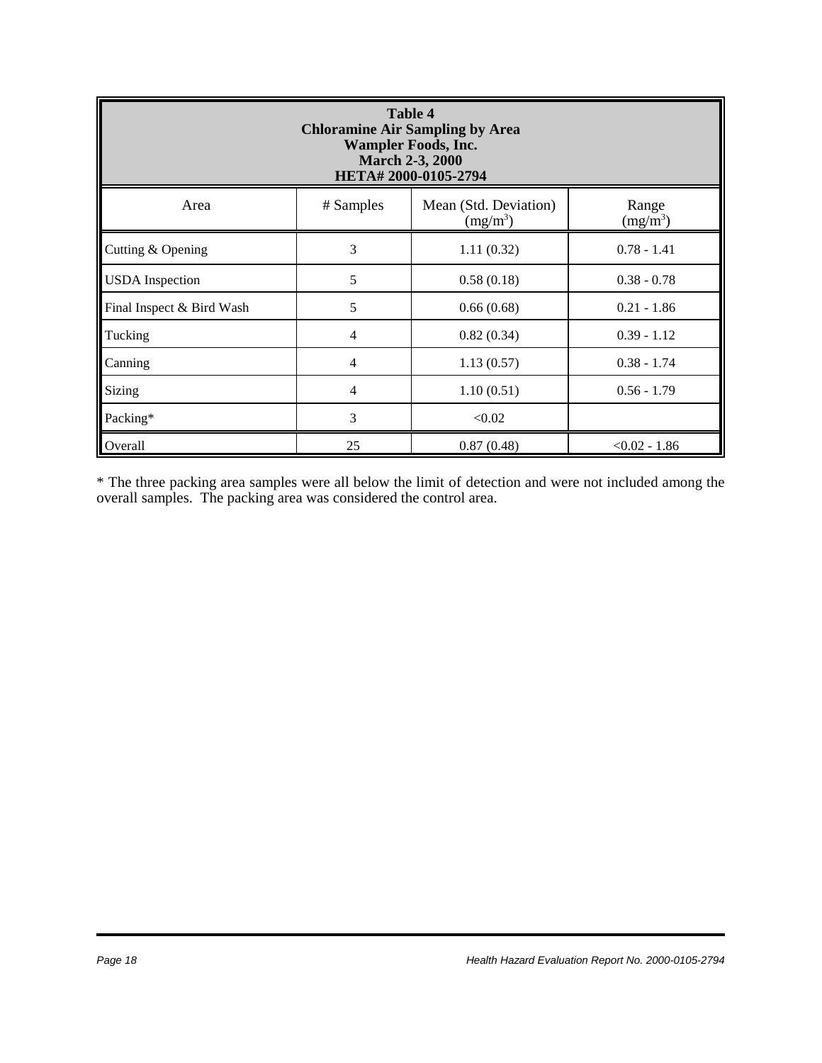**Table 4**
**Chloramine Air Sampling by Area**
**Wampler Foods, Inc.**
**March 2-3, 2000**
**HETA# 2000-0105-2794**

| Area | # Samples | Mean (Std. Deviation) ($mg/m^3$) | Range ($mg/m^3$) |
|---|---|---|---|
| Cutting & Opening | 3 | 1.11 (0.32) | 0.78 - 1.41 |
| USDA Inspection | 5 | 0.58 (0.18) | 0.38 - 0.78 |
| Final Inspect & Bird Wash | 5 | 0.66 (0.68) | 0.21 - 1.86 |
| Tucking | 4 | 0.82 (0.34) | 0.39 - 1.12 |
| Canning | 4 | 1.13 (0.57) | 0.38 - 1.74 |
| Sizing | 4 | 1.10 (0.51) | 0.56 - 1.79 |
| Packing* | 3 | <0.02 | |
| Overall | 25 | 0.87 (0.48) | <0.02 - 1.86 |

* The three packing area samples were all below the limit of detection and were not included among the overall samples. The packing area was considered the control area.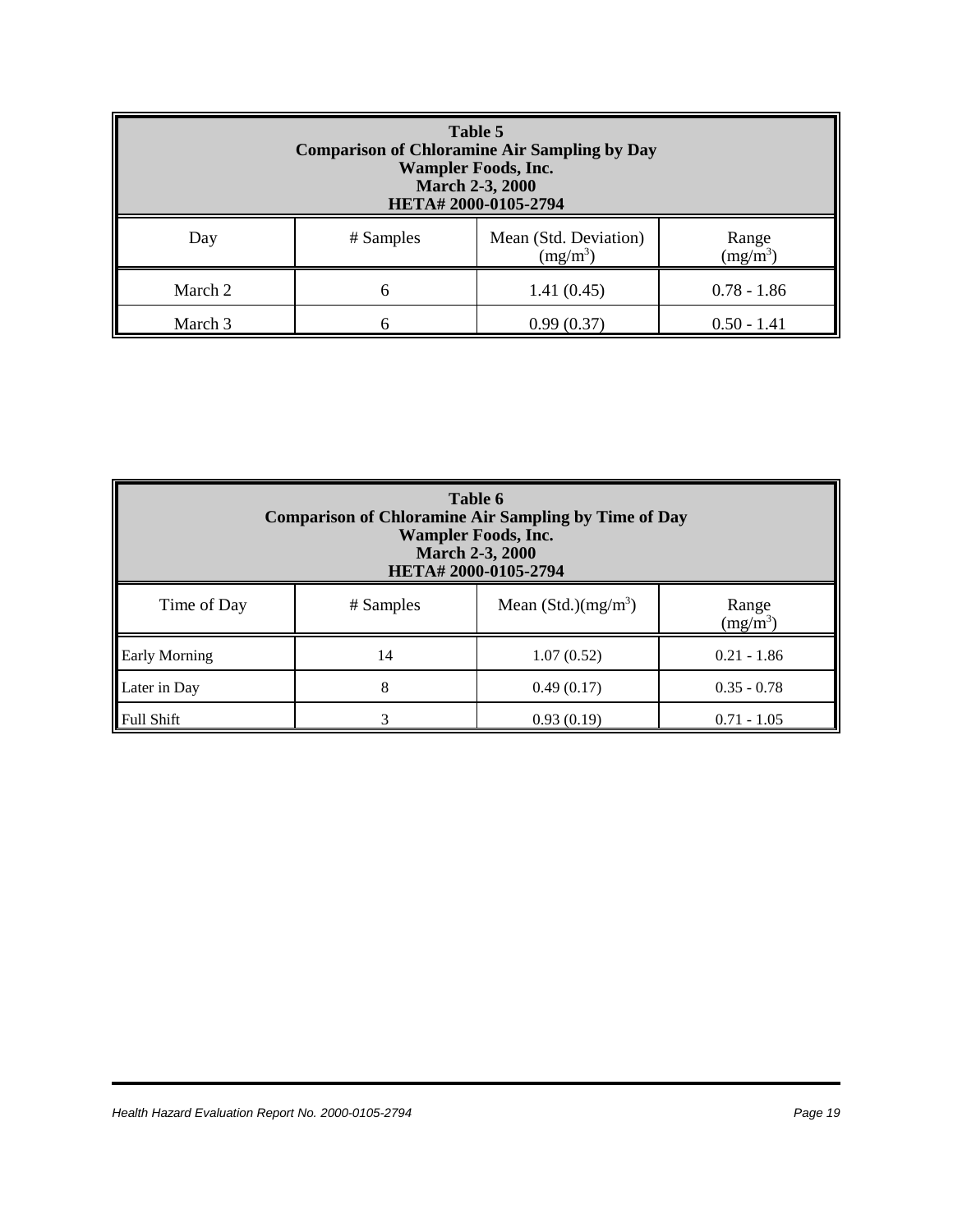| Table 5<br>Comparison of Chloramine Air Sampling by Day<br>Wampler Foods, Inc.<br>March 2-3, 2000<br>HETA# 2000-0105-2794 | | | |
|---|---|---|---|
| Day | # Samples | Mean (Std. Deviation) ($mg/m^3$) | Range ($mg/m^3$) |
| March 2 | 6 | 1.41 (0.45) | 0.78 - 1.86 |
| March 3 | 6 | 0.99 (0.37) | 0.50 - 1.41 |

| Table 6<br>Comparison of Chloramine Air Sampling by Time of Day<br>Wampler Foods, Inc.<br>March 2-3, 2000<br>HETA# 2000-0105-2794 | | | |
|---|---|---|---|
| Time of Day | # Samples | Mean (Std.)($mg/m^3$) | Range ($mg/m^3$) |
| Early Morning | 14 | 1.07 (0.52) | 0.21 - 1.86 |
| Later in Day | 8 | 0.49 (0.17) | 0.35 - 0.78 |
| Full Shift | 3 | 0.93 (0.19) | 0.71 - 1.05 |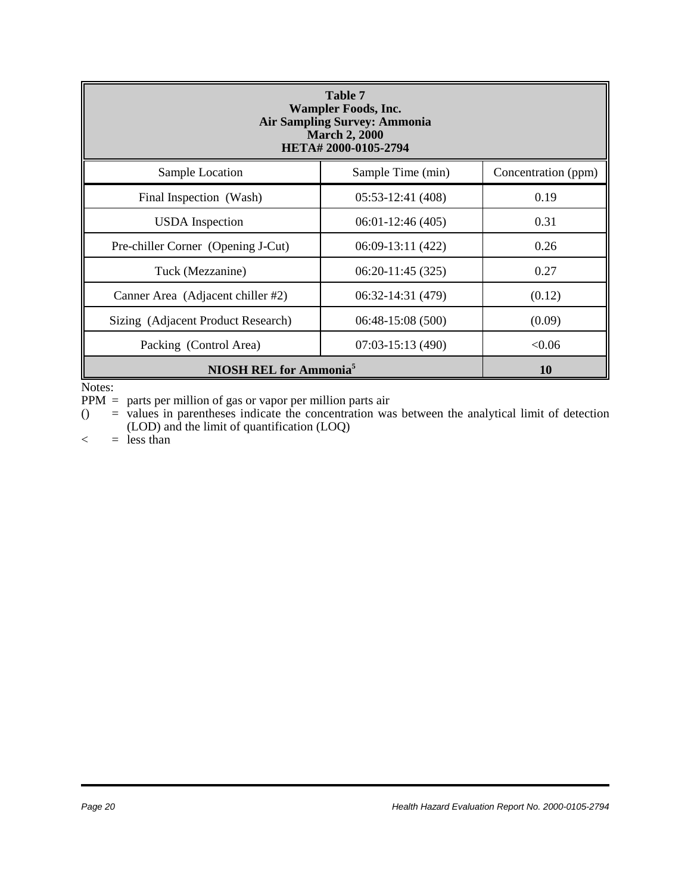**Table 7**
**Wampler Foods, Inc.**
**Air Sampling Survey: Ammonia**
**March 2, 2000**
**HETA# 2000-0105-2794**

| Sample Location | Sample Time (min) | Concentration (ppm) |
|---|---|---|
| Final Inspection (Wash) | 05:53-12:41 (408) | 0.19 |
| USDA Inspection | 06:01-12:46 (405) | 0.31 |
| Pre-chiller Corner (Opening J-Cut) | 06:09-13:11 (422) | 0.26 |
| Tuck (Mezzanine) | 06:20-11:45 (325) | 0.27 |
| Canner Area (Adjacent chiller #2) | 06:32-14:31 (479) | (0.12) |
| Sizing (Adjacent Product Research) | 06:48-15:08 (500) | (0.09) |
| Packing (Control Area) | 07:03-15:13 (490) | <0.06 |
| **NIOSH REL for Ammonia[5]** | | **10** |

Notes:
PPM = parts per million of gas or vapor per million parts air
() = values in parentheses indicate the concentration was between the analytical limit of detection (LOD) and the limit of quantification (LOQ)
< = less than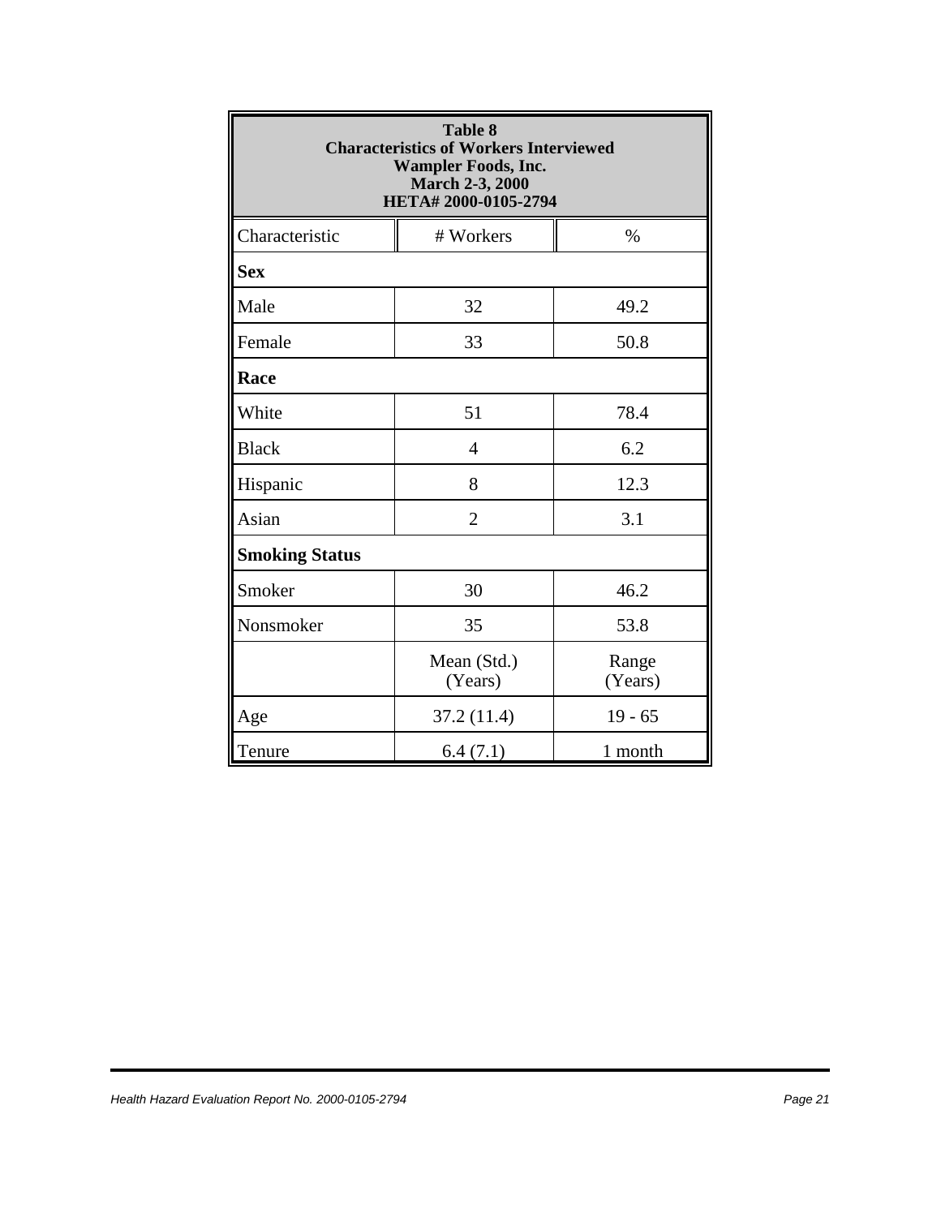**Table 8**
**Characteristics of Workers Interviewed**
**Wampler Foods, Inc.**
**March 2-3, 2000**
**HETA# 2000-0105-2794**

| Characteristic | # Workers | % |
|---|---|---|
| **Sex** | | |
| Male | 32 | 49.2 |
| Female | 33 | 50.8 |
| **Race** | | |
| White | 51 | 78.4 |
| Black | 4 | 6.2 |
| Hispanic | 8 | 12.3 |
| Asian | 2 | 3.1 |
| **Smoking Status** | | |
| Smoker | 30 | 46.2 |
| Nonsmoker | 35 | 53.8 |
| | Mean (Std.) (Years) | Range (Years) |
| Age | 37.2 (11.4) | 19 - 65 |
| Tenure | 6.4 (7.1) | 1 month |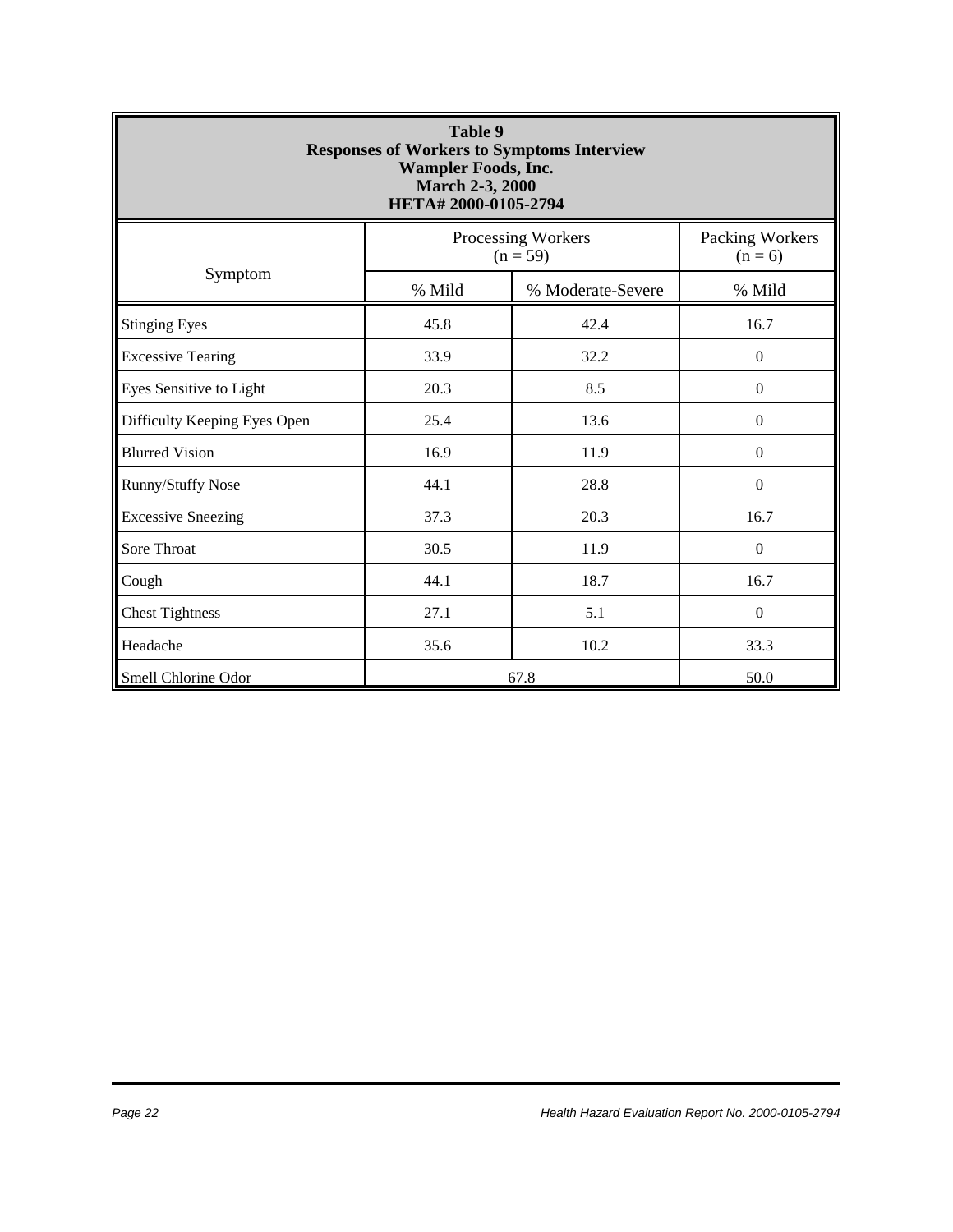**Table 9**
**Responses of Workers to Symptoms Interview**
**Wampler Foods, Inc.**
**March 2-3, 2000**
**HETA# 2000-0105-2794**

| Symptom | Processing Workers (n = 59) | | Packing Workers (n = 6) |
|---|---|---|---|
| | % Mild | % Moderate-Severe | % Mild |
| Stinging Eyes | 45.8 | 42.4 | 16.7 |
| Excessive Tearing | 33.9 | 32.2 | 0 |
| Eyes Sensitive to Light | 20.3 | 8.5 | 0 |
| Difficulty Keeping Eyes Open | 25.4 | 13.6 | 0 |
| Blurred Vision | 16.9 | 11.9 | 0 |
| Runny/Stuffy Nose | 44.1 | 28.8 | 0 |
| Excessive Sneezing | 37.3 | 20.3 | 16.7 |
| Sore Throat | 30.5 | 11.9 | 0 |
| Cough | 44.1 | 18.7 | 16.7 |
| Chest Tightness | 27.1 | 5.1 | 0 |
| Headache | 35.6 | 10.2 | 33.3 |
| Smell Chlorine Odor | 67.8 | | 50.0 |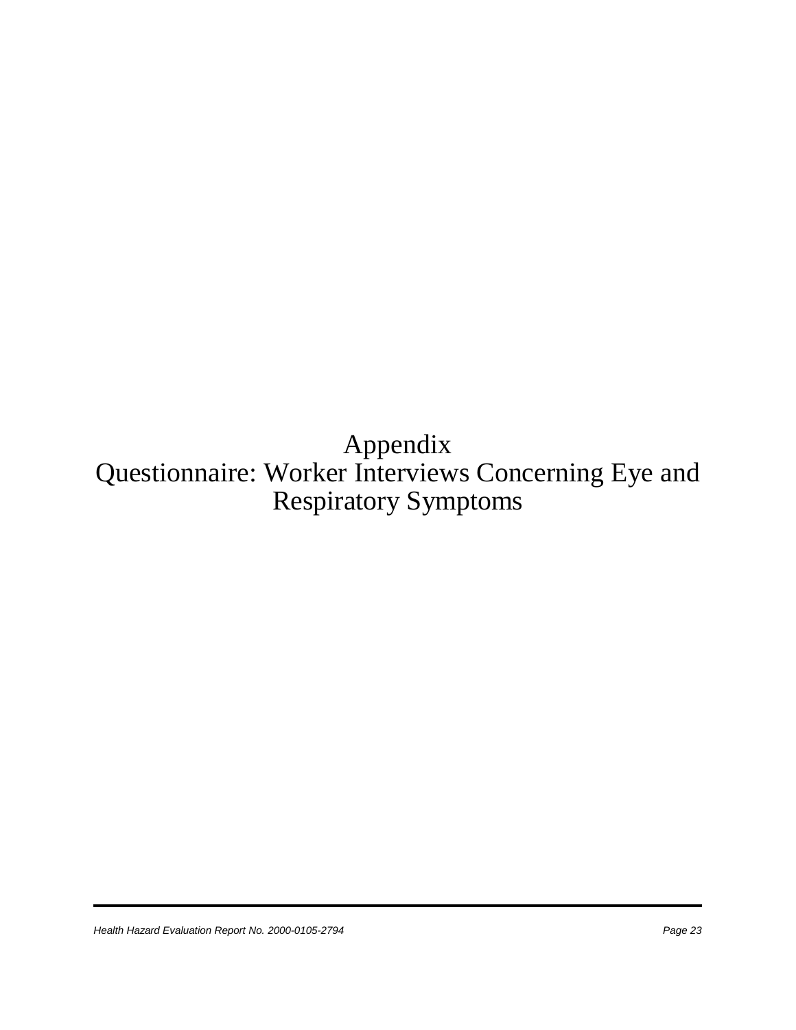# Appendix
# Questionnaire: Worker Interviews Concerning Eye and Respiratory Symptoms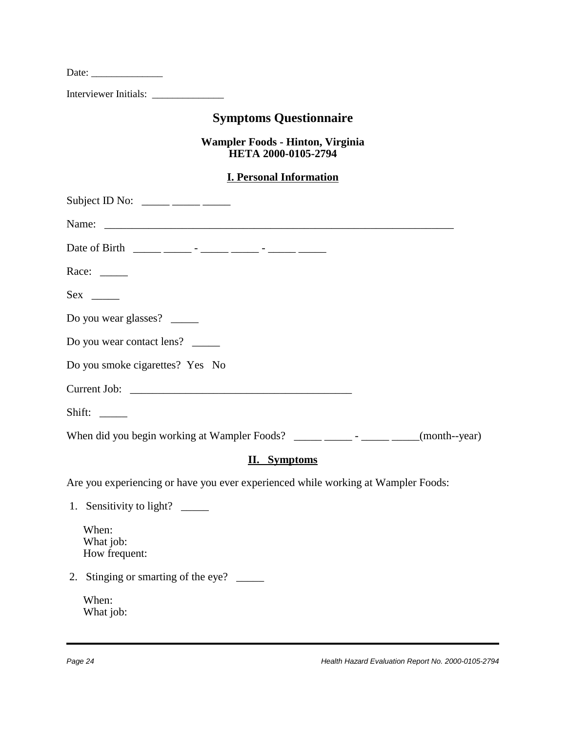Date: ______________

Interviewer Initials: ______________

# Symptoms Questionnaire

### Wampler Foods - Hinton, Virginia
### HETA 2000-0105-2794

## I. Personal Information

Subject ID No: _____ _____ _____

Name: ___________________________________________________________________

Date of Birth _____ _____ - _____ _____ - _____ _____

Race: _____

Sex _____

Do you wear glasses? _____

Do you wear contact lens? _____

Do you smoke cigarettes? Yes No

Current Job: __________________________________________

Shift: _____

When did you begin working at Wampler Foods? _____ _____ - _____ _____(month--year)

## II. Symptoms

Are you experiencing or have you ever experienced while working at Wampler Foods:

1. Sensitivity to light? _____

   When:
   What job:
   How frequent:

2. Stinging or smarting of the eye? _____

   When:
   What job: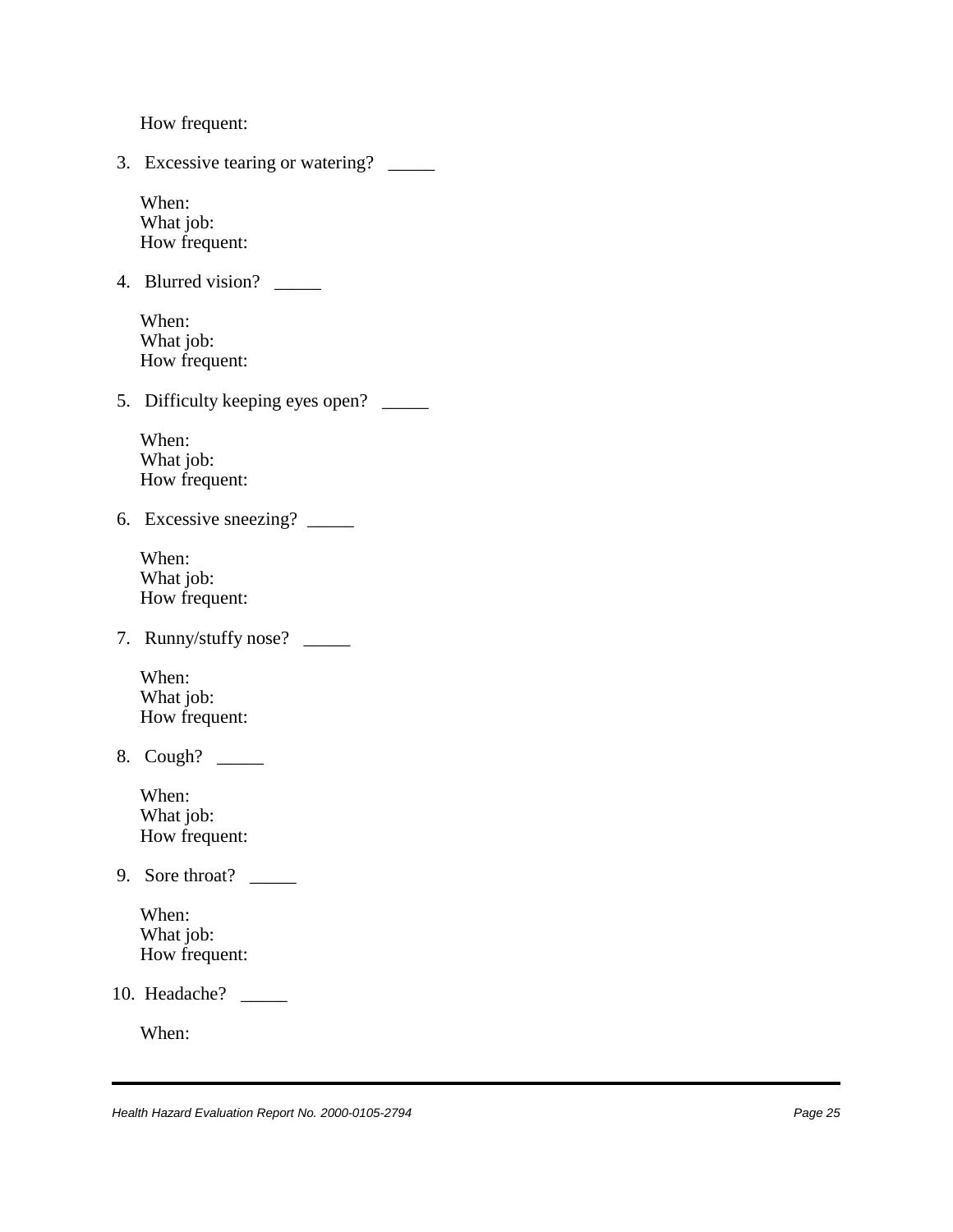How frequent:

3. Excessive tearing or watering? _____

   When:
   What job:
   How frequent:

4. Blurred vision? _____

   When:
   What job:
   How frequent:

5. Difficulty keeping eyes open? _____

   When:
   What job:
   How frequent:

6. Excessive sneezing? _____

   When:
   What job:
   How frequent:

7. Runny/stuffy nose? _____

   When:
   What job:
   How frequent:

8. Cough? _____

   When:
   What job:
   How frequent:

9. Sore throat? _____

   When:
   What job:
   How frequent:

10. Headache? _____

    When: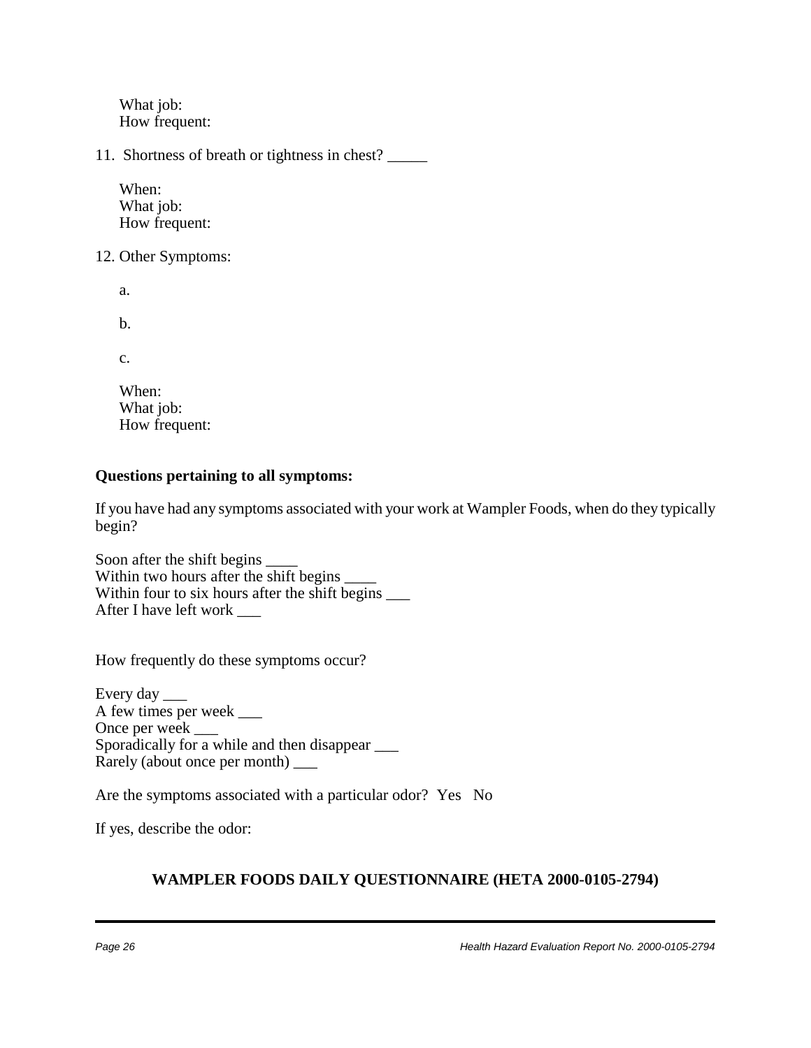What job:
How frequent:

11. Shortness of breath or tightness in chest? _____

    When:
    What job:
    How frequent:

12. Other Symptoms:

    a.

    b.

    c.

    When:
    What job:
    How frequent:

**Questions pertaining to all symptoms:**

If you have had any symptoms associated with your work at Wampler Foods, when do they typically begin?

Soon after the shift begins ____
Within two hours after the shift begins ____
Within four to six hours after the shift begins ___
After I have left work ___

How frequently do these symptoms occur?

Every day ___
A few times per week ___
Once per week ___
Sporadically for a while and then disappear ___
Rarely (about once per month) ___

Are the symptoms associated with a particular odor?  Yes   No

If yes, describe the odor:

**WAMPLER FOODS DAILY QUESTIONNAIRE (HETA 2000-0105-2794)**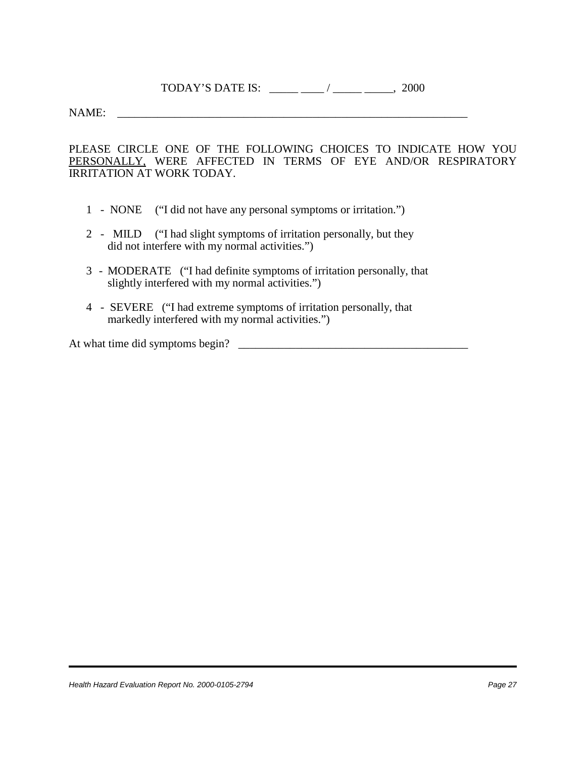TODAY'S DATE IS: _____ ____ / _____ _____, 2000

NAME: _______________________________________________________________

PLEASE CIRCLE ONE OF THE FOLLOWING CHOICES TO INDICATE HOW YOU PERSONALLY, WERE AFFECTED IN TERMS OF EYE AND/OR RESPIRATORY IRRITATION AT WORK TODAY.

1 - NONE ("I did not have any personal symptoms or irritation.")

2 - MILD ("I had slight symptoms of irritation personally, but they did not interfere with my normal activities.")

3 - MODERATE ("I had definite symptoms of irritation personally, that slightly interfered with my normal activities.")

4 - SEVERE ("I had extreme symptoms of irritation personally, that markedly interfered with my normal activities.")

At what time did symptoms begin? __________________________________________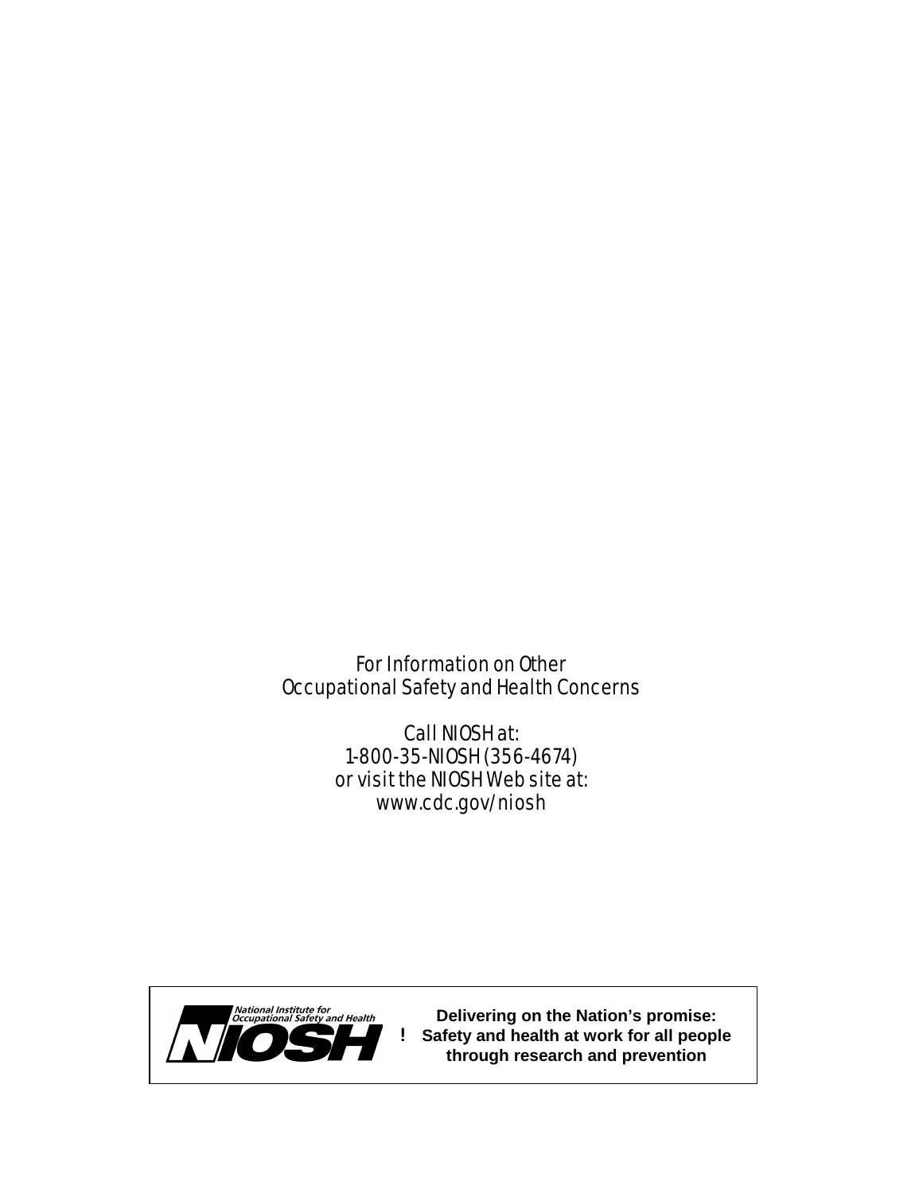For Information on Other
Occupational Safety and Health Concerns

Call NIOSH at:
1-800-35-NIOSH (356-4674)
or visit the NIOSH Web site at:
www.cdc.gov/niosh

National Institute for Occupational Safety and Health

NIOSH

! **Delivering on the Nation's promise: Safety and health at work for all people through research and prevention**